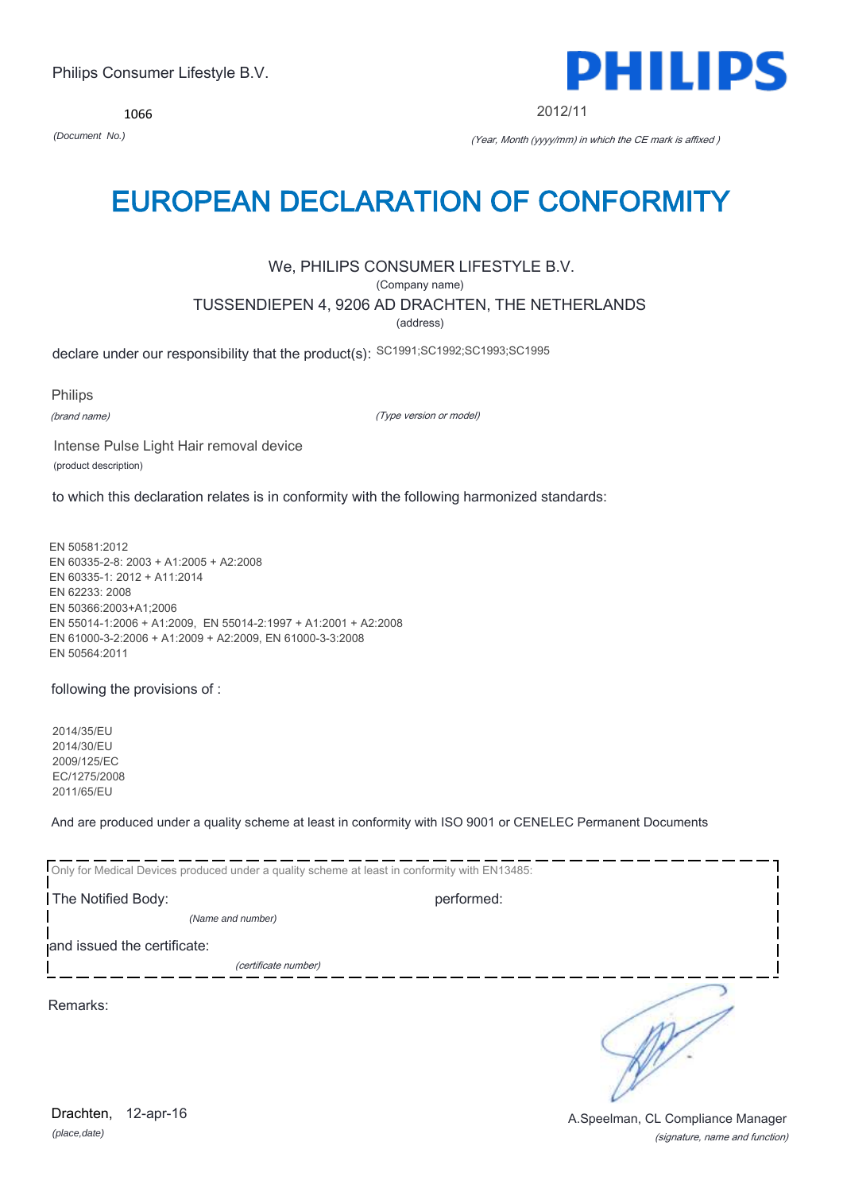Philips Consumer Lifestyle B.V.

PHILIPS

1066

*(Document No.)*

2012/11

*(Year, Month (yyyy/mm) in which the CE mark is affixed )*

# EUROPEAN DECLARATION OF CONFORMITY

We, PHILIPS CONSUMER LIFESTYLE B.V.

(Company name)

TUSSENDIEPEN 4, 9206 AD DRACHTEN, THE NETHERLANDS

(address)

declare under our responsibility that the product(s): SC1991;SC1992;SC1993;SC1995

Philips

*(brand name)*

*(Type version or model)*

Intense Pulse Light Hair removal device

(product description)

to which this declaration relates is in conformity with the following harmonized standards:

EN 50581:2012
EN 60335-2-8: 2003 + A1:2005 + A2:2008
EN 60335-1: 2012 + A11:2014
EN 62233: 2008
EN 50366:2003+A1;2006
EN 55014-1:2006 + A1:2009, EN 55014-2:1997 + A1:2001 + A2:2008
EN 61000-3-2:2006 + A1:2009 + A2:2009, EN 61000-3-3:2008
EN 50564:2011

following the provisions of :

2014/35/EU
2014/30/EU
2009/125/EC
EC/1275/2008
2011/65/EU

And are produced under a quality scheme at least in conformity with ISO 9001 or CENELEC Permanent Documents

Only for Medical Devices produced under a quality scheme at least in conformity with EN13485:

The Notified Body: performed:

*(Name and number)*

and issued the certificate:

*(certificate number)*

Remarks:

Drachten, 12-apr-16

*(place,date)*

A.Speelman, CL Compliance Manager

*(signature, name and function)*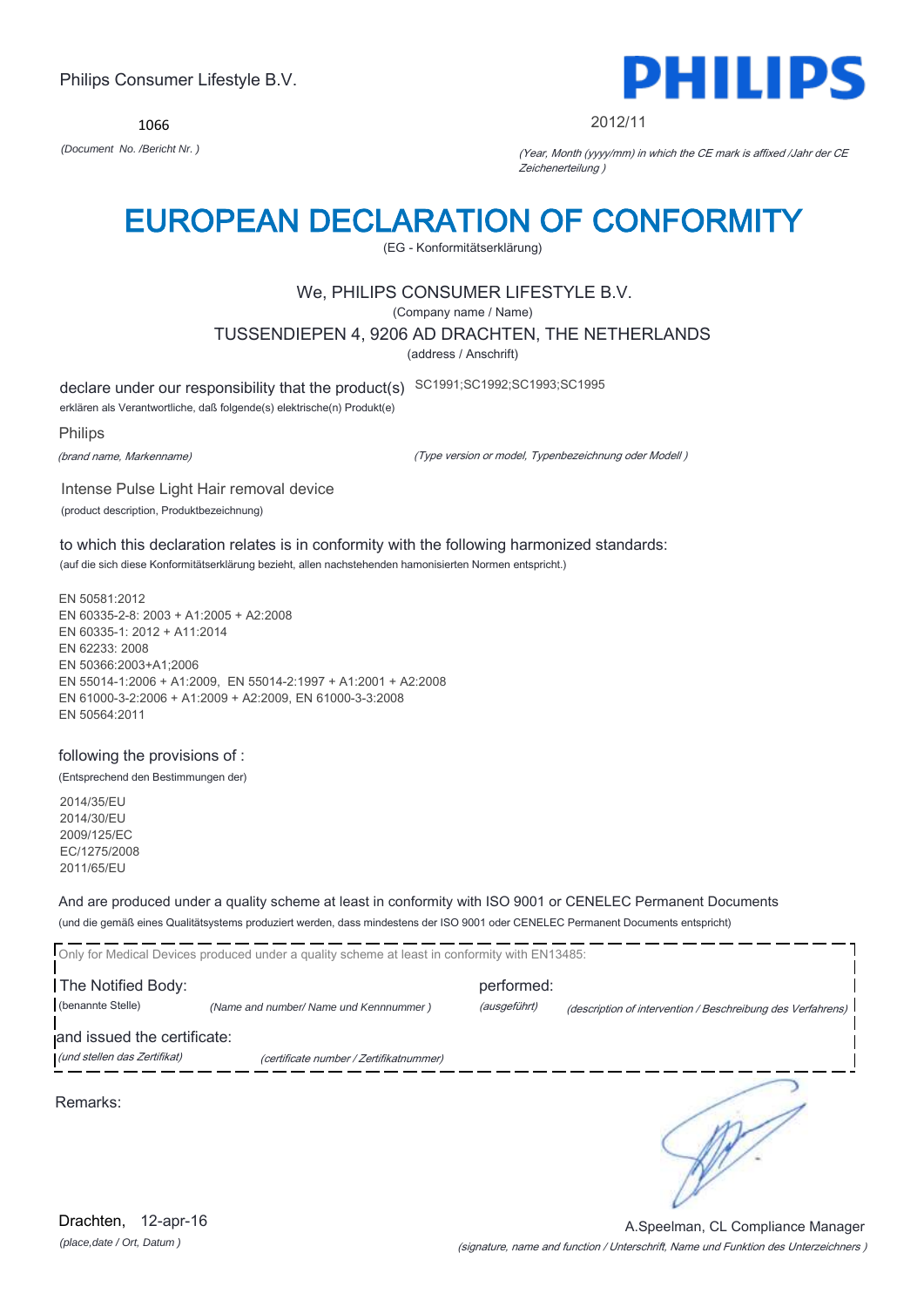Philips Consumer Lifestyle B.V.

1066

*(Document No. /Bericht Nr. )*

PHILIPS

2012/11

*(Year, Month (yyyy/mm) in which the CE mark is affixed /Jahr der CE Zeichenerteilung )*

# EUROPEAN DECLARATION OF CONFORMITY

(EG - Konformitätserklärung)

We, PHILIPS CONSUMER LIFESTYLE B.V.

(Company name / Name)

TUSSENDIEPEN 4, 9206 AD DRACHTEN, THE NETHERLANDS

(address / Anschrift)

declare under our responsibility that the product(s) SC1991;SC1992;SC1993;SC1995

erklären als Verantwortliche, daß folgende(s) elektrische(n) Produkt(e)

Philips

*(brand name, Markenname)*

*(Type version or model, Typenbezeichnung oder Modell )*

Intense Pulse Light Hair removal device

(product description, Produktbezeichnung)

to which this declaration relates is in conformity with the following harmonized standards:

(auf die sich diese Konformitätserklärung bezieht, allen nachstehenden hamonisierten Normen entspricht.)

EN 50581:2012
EN 60335-2-8: 2003 + A1:2005 + A2:2008
EN 60335-1: 2012 + A11:2014
EN 62233: 2008
EN 50366:2003+A1;2006
EN 55014-1:2006 + A1:2009, EN 55014-2:1997 + A1:2001 + A2:2008
EN 61000-3-2:2006 + A1:2009 + A2:2009, EN 61000-3-3:2008
EN 50564:2011

following the provisions of :

(Entsprechend den Bestimmungen der)

2014/35/EU
2014/30/EU
2009/125/EC
EC/1275/2008
2011/65/EU

And are produced under a quality scheme at least in conformity with ISO 9001 or CENELEC Permanent Documents

(und die gemäß eines Qualitätsystems produziert werden, dass mindestens der ISO 9001 oder CENELEC Permanent Documents entspricht)

Only for Medical Devices produced under a quality scheme at least in conformity with EN13485:

The Notified Body: performed:

(benannte Stelle) *(Name and number/ Name und Kennnummer )* *(ausgeführt)* *(description of intervention / Beschreibung des Verfahrens)*

and issued the certificate:

*(und stellen das Zertifikat)* *(certificate number / Zertifikatnummer)*

Remarks:

Drachten, 12-apr-16

*(place,date / Ort, Datum )*

A.Speelman, CL Compliance Manager

*(signature, name and function / Unterschrift, Name und Funktion des Unterzeichners )*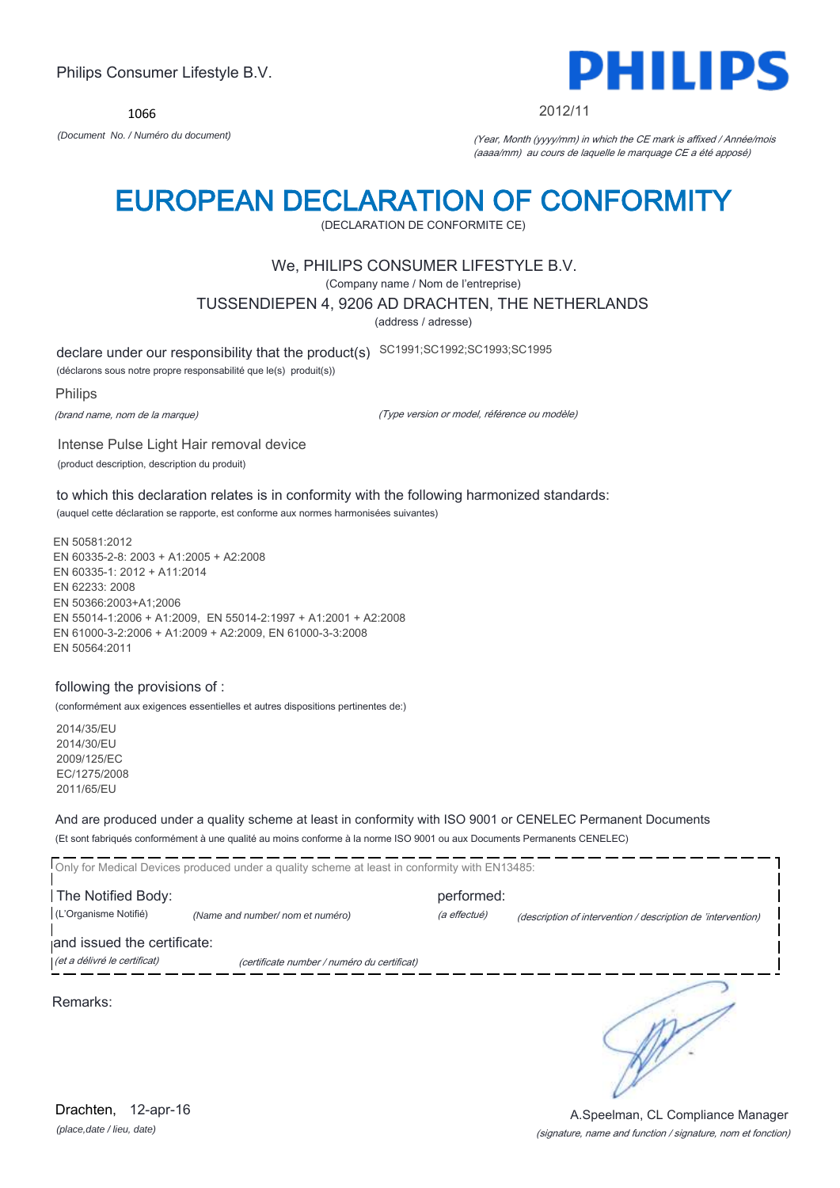Philips Consumer Lifestyle B.V.

**PHILIPS**

1066

*(Document No. / Numéro du document)*

2012/11

*(Year, Month (yyyy/mm) in which the CE mark is affixed / Année/mois (aaaa/mm) au cours de laquelle le marquage CE a été apposé)*

# EUROPEAN DECLARATION OF CONFORMITY

(DECLARATION DE CONFORMITE CE)

We, PHILIPS CONSUMER LIFESTYLE B.V.

(Company name / Nom de l'entreprise)

TUSSENDIEPEN 4, 9206 AD DRACHTEN, THE NETHERLANDS

(address / adresse)

declare under our responsibility that the product(s) SC1991;SC1992;SC1993;SC1995

(déclarons sous notre propre responsabilité que le(s) produit(s))

Philips

*(brand name, nom de la marque)*

*(Type version or model, référence ou modèle)*

Intense Pulse Light Hair removal device

(product description, description du produit)

to which this declaration relates is in conformity with the following harmonized standards:

(auquel cette déclaration se rapporte, est conforme aux normes harmonisées suivantes)

EN 50581:2012
EN 60335-2-8: 2003 + A1:2005 + A2:2008
EN 60335-1: 2012 + A11:2014
EN 62233: 2008
EN 50366:2003+A1;2006
EN 55014-1:2006 + A1:2009, EN 55014-2:1997 + A1:2001 + A2:2008
EN 61000-3-2:2006 + A1:2009 + A2:2009, EN 61000-3-3:2008
EN 50564:2011

following the provisions of :

(conformément aux exigences essentielles et autres dispositions pertinentes de:)

2014/35/EU
2014/30/EU
2009/125/EC
EC/1275/2008
2011/65/EU

And are produced under a quality scheme at least in conformity with ISO 9001 or CENELEC Permanent Documents

(Et sont fabriqués conformément à une qualité au moins conforme à la norme ISO 9001 ou aux Documents Permanents CENELEC)

Only for Medical Devices produced under a quality scheme at least in conformity with EN13485:

The Notified Body: (L'Organisme Notifié) *(Name and number/ nom et numéro)*

performed: *(a effectué)* *(description of intervention / description de 'intervention)*

and issued the certificate: *(et a délivré le certificat)* *(certificate number / numéro du certificat)*

Remarks:

Drachten, 12-apr-16

*(place,date / lieu, date)*

A.Speelman, CL Compliance Manager

*(signature, name and function / signature, nom et fonction)*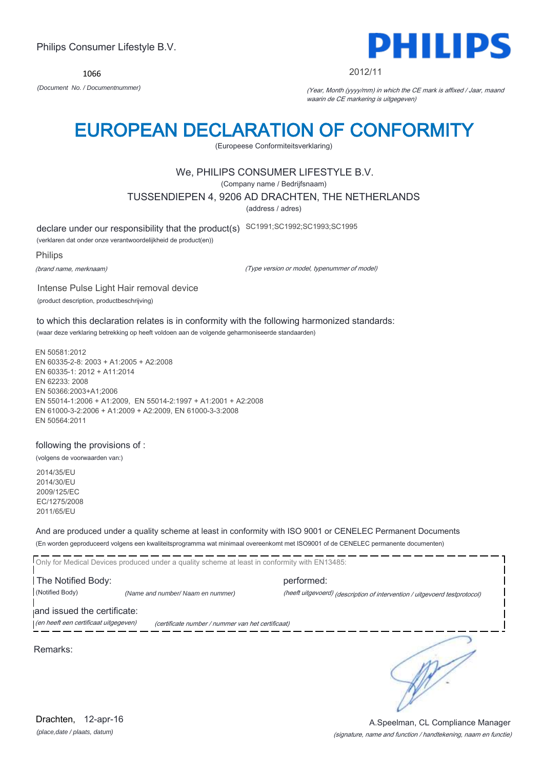Philips Consumer Lifestyle B.V.

1066

*(Document No. / Documentnummer)*

PHILIPS

2012/11

*(Year, Month (yyyy/mm) in which the CE mark is affixed / Jaar, maand waarin de CE markering is uitgegeven)*

# EUROPEAN DECLARATION OF CONFORMITY

(Europeese Conformiteitsverklaring)

We, PHILIPS CONSUMER LIFESTYLE B.V.

(Company name / Bedrijfsnaam)

TUSSENDIEPEN 4, 9206 AD DRACHTEN, THE NETHERLANDS

(address / adres)

declare under our responsibility that the product(s) SC1991;SC1992;SC1993;SC1995

(verklaren dat onder onze verantwoordelijkheid de product(en))

Philips

*(brand name, merknaam)*

*(Type version or model, typenummer of model)*

Intense Pulse Light Hair removal device

(product description, productbeschrijving)

to which this declaration relates is in conformity with the following harmonized standards:

(waar deze verklaring betrekking op heeft voldoen aan de volgende geharmoniseerde standaarden)

EN 50581:2012
EN 60335-2-8: 2003 + A1:2005 + A2:2008
EN 60335-1: 2012 + A11:2014
EN 62233: 2008
EN 50366:2003+A1;2006
EN 55014-1:2006 + A1:2009, EN 55014-2:1997 + A1:2001 + A2:2008
EN 61000-3-2:2006 + A1:2009 + A2:2009, EN 61000-3-3:2008
EN 50564:2011

following the provisions of :

(volgens de voorwaarden van:)

2014/35/EU
2014/30/EU
2009/125/EC
EC/1275/2008
2011/65/EU

And are produced under a quality scheme at least in conformity with ISO 9001 or CENELEC Permanent Documents

(En worden geproduceerd volgens een kwaliteitsprogramma wat minimaal overeenkomt met ISO9001 of de CENELEC permanente documenten)

Only for Medical Devices produced under a quality scheme at least in conformity with EN13485:

The Notified Body: performed:

(Notified Body) *(Name and number/ Naam en nummer)* *(heeft uitgevoerd) (description of intervention / uitgevoerd testprotocol)*

and issued the certificate:

*(en heeft een certificaat uitgegeven)* *(certificate number / nummer van het certificaat)*

Remarks:

Drachten, 12-apr-16

*(place,date / plaats, datum)*

A.Speelman, CL Compliance Manager

*(signature, name and function / handtekening, naam en functie)*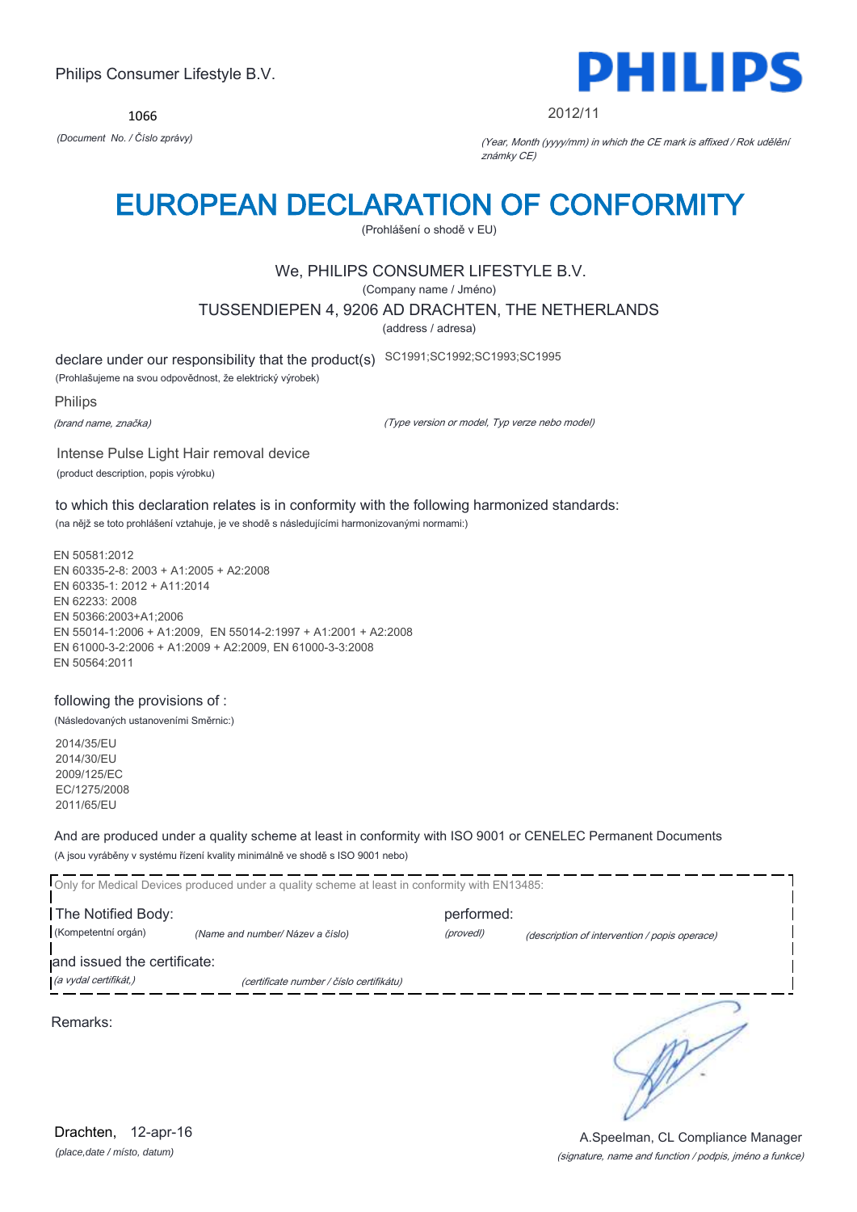Philips Consumer Lifestyle B.V.

1066

*(Document No. / Číslo zprávy)*

**PHILIPS**

2012/11

*(Year, Month (yyyy/mm) in which the CE mark is affixed / Rok udělění známky CE)*

# EUROPEAN DECLARATION OF CONFORMITY

(Prohlášení o shodě v EU)

We, PHILIPS CONSUMER LIFESTYLE B.V.

(Company name / Jméno)

TUSSENDIEPEN 4, 9206 AD DRACHTEN, THE NETHERLANDS

(address / adresa)

declare under our responsibility that the product(s) SC1991;SC1992;SC1993;SC1995

(Prohlašujeme na svou odpovědnost, že elektrický výrobek)

Philips

*(brand name, značka)*

*(Type version or model, Typ verze nebo model)*

Intense Pulse Light Hair removal device

(product description, popis výrobku)

to which this declaration relates is in conformity with the following harmonized standards:

(na nějž se toto prohlášení vztahuje, je ve shodě s následujícími harmonizovanými normami:)

EN 50581:2012
EN 60335-2-8: 2003 + A1:2005 + A2:2008
EN 60335-1: 2012 + A11:2014
EN 62233: 2008
EN 50366:2003+A1;2006
EN 55014-1:2006 + A1:2009, EN 55014-2:1997 + A1:2001 + A2:2008
EN 61000-3-2:2006 + A1:2009 + A2:2009, EN 61000-3-3:2008
EN 50564:2011

following the provisions of :

(Následovaných ustanoveními Směrnic:)

2014/35/EU
2014/30/EU
2009/125/EC
EC/1275/2008
2011/65/EU

And are produced under a quality scheme at least in conformity with ISO 9001 or CENELEC Permanent Documents

(A jsou vyráběny v systému řízení kvality minimálně ve shodě s ISO 9001 nebo)

Only for Medical Devices produced under a quality scheme at least in conformity with EN13485:

The Notified Body: (Kompetentní orgán) *(Name and number/ Název a číslo)* performed: *(provedl)* *(description of intervention / popis operace)*

and issued the certificate: *(a vydal certifikát,)* *(certificate number / číslo certifikátu)*

Remarks:

Drachten, 12-apr-16

*(place,date / místo, datum)*

A.Speelman, CL Compliance Manager

*(signature, name and function / podpis, jméno a funkce)*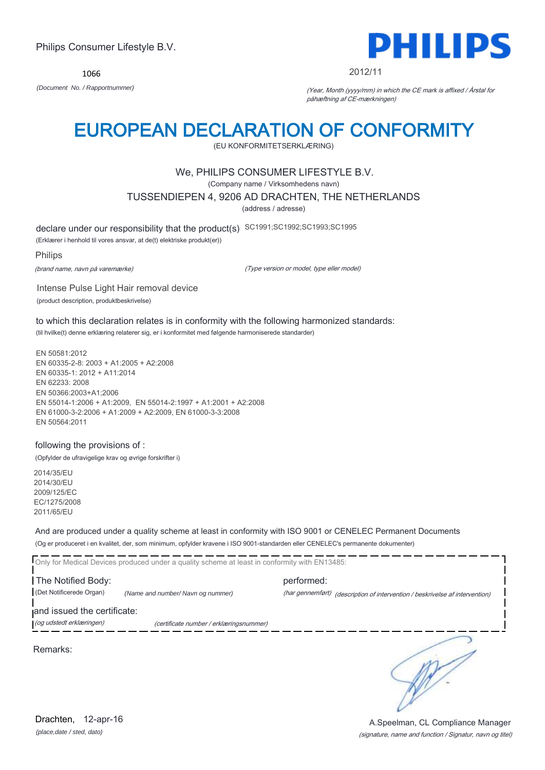Philips Consumer Lifestyle B.V.

PHILIPS

1066

*(Document No. / Rapportnummer)*

2012/11

*(Year, Month (yyyy/mm) in which the CE mark is affixed / Årstal for påhæftning af CE-mærkningen)*

# EUROPEAN DECLARATION OF CONFORMITY

(EU KONFORMITETSERKLÆRING)

We, PHILIPS CONSUMER LIFESTYLE B.V.

(Company name / Virksomhedens navn)

TUSSENDIEPEN 4, 9206 AD DRACHTEN, THE NETHERLANDS

(address / adresse)

declare under our responsibility that the product(s) SC1991;SC1992;SC1993;SC1995

(Erklærer i henhold til vores ansvar, at de(t) elektriske produkt(er))

Philips

*(brand name, navn på varemærke)*

*(Type version or model, type eller model)*

Intense Pulse Light Hair removal device

(product description, produktbeskrivelse)

to which this declaration relates is in conformity with the following harmonized standards:

(til hvilke(t) denne erklæring relaterer sig, er i konformitet med følgende harmoniserede standarder)

EN 50581:2012
EN 60335-2-8: 2003 + A1:2005 + A2:2008
EN 60335-1: 2012 + A11:2014
EN 62233: 2008
EN 50366:2003+A1;2006
EN 55014-1:2006 + A1:2009, EN 55014-2:1997 + A1:2001 + A2:2008
EN 61000-3-2:2006 + A1:2009 + A2:2009, EN 61000-3-3:2008
EN 50564:2011

following the provisions of :

(Opfylder de ufravigelige krav og øvrige forskrifter i)

2014/35/EU
2014/30/EU
2009/125/EC
EC/1275/2008
2011/65/EU

And are produced under a quality scheme at least in conformity with ISO 9001 or CENELEC Permanent Documents

(Og er produceret i en kvalitet, der, som minimum, opfylder kravene i ISO 9001-standarden eller CENELEC's permanente dokumenter)

Only for Medical Devices produced under a quality scheme at least in conformity with EN13485:

The Notified Body: performed:

(Det Notificerede Organ) *(Name and number/ Navn og nummer)* *(har gennemført) (description of intervention / beskrivelse af intervention)*

and issued the certificate:

*(og udstedt erklæringen)* *(certificate number / erklæringsnummer)*

Remarks:

Drachten, 12-apr-16

*(place,date / sted, dato)*

A.Speelman, CL Compliance Manager

*(signature, name and function / Signatur, navn og titel)*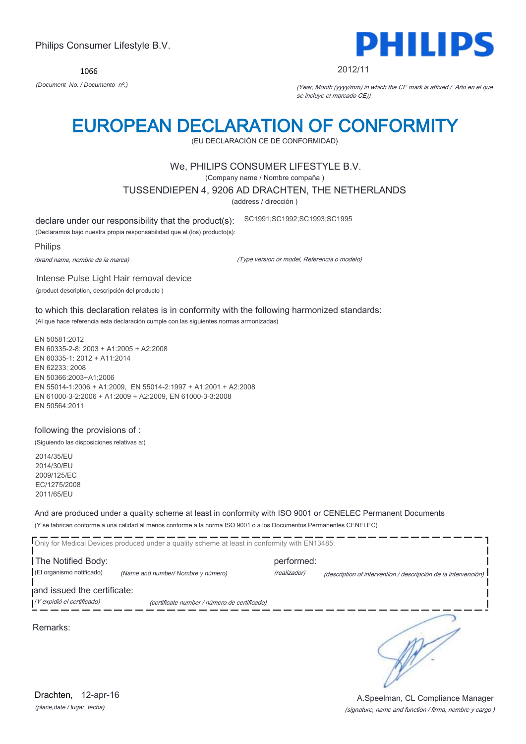Philips Consumer Lifestyle B.V.

**PHILIPS**

1066

*(Document No. / Documento nº.)*

2012/11

*(Year, Month (yyyy/mm) in which the CE mark is affixed / Año en el que se incluye el marcado CE))*

# EUROPEAN DECLARATION OF CONFORMITY

(EU DECLARACIÓN CE DE CONFORMIDAD)

We, PHILIPS CONSUMER LIFESTYLE B.V.

(Company name / Nombre compaña )

TUSSENDIEPEN 4, 9206 AD DRACHTEN, THE NETHERLANDS

(address / dirección )

declare under our responsibility that the product(s): SC1991;SC1992;SC1993;SC1995

(Declaramos bajo nuestra propia responsabilidad que el (los) producto(s):

Philips

*(brand name, nombre de la marca)*

*(Type version or model, Referencia o modelo)*

Intense Pulse Light Hair removal device

(product description, descripción del producto )

to which this declaration relates is in conformity with the following harmonized standards:

(Al que hace referencia esta declaración cumple con las siguientes normas armonizadas)

EN 50581:2012
EN 60335-2-8: 2003 + A1:2005 + A2:2008
EN 60335-1: 2012 + A11:2014
EN 62233: 2008
EN 50366:2003+A1;2006
EN 55014-1:2006 + A1:2009, EN 55014-2:1997 + A1:2001 + A2:2008
EN 61000-3-2:2006 + A1:2009 + A2:2009, EN 61000-3-3:2008
EN 50564:2011

following the provisions of :

(Siguiendo las disposiciones relativas a:)

2014/35/EU
2014/30/EU
2009/125/EC
EC/1275/2008
2011/65/EU

And are produced under a quality scheme at least in conformity with ISO 9001 or CENELEC Permanent Documents

(Y se fabrican conforme a una calidad al menos conforme a la norma ISO 9001 o a los Documentos Permanentes CENELEC)

Only for Medical Devices produced under a quality scheme at least in conformity with EN13485:

The Notified Body: performed:

(El organismo notificado) *(Name and number/ Nombre y número)* *(realizador)* *(description of intervention / descripción de la intervención)*

and issued the certificate:

*(Y expidió el certificado)* *(certificate number / número de certificado)*

Remarks:

Drachten, 12-apr-16

*(place,date / lugar, fecha)*

A.Speelman, CL Compliance Manager

*(signature, name and function / firma, nombre y cargo )*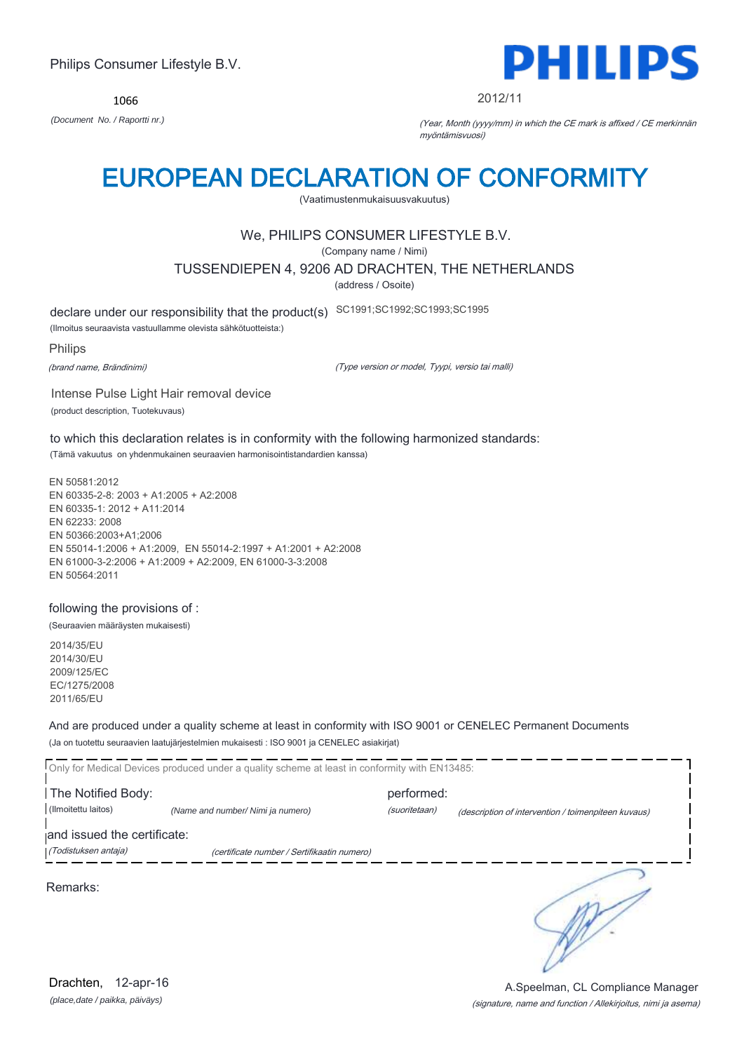Philips Consumer Lifestyle B.V.

PHILIPS

1066

*(Document No. / Raportti nr.)*

2012/11

*(Year, Month (yyyy/mm) in which the CE mark is affixed / CE merkinnän myöntämisvuosi)*

# EUROPEAN DECLARATION OF CONFORMITY

(Vaatimustenmukaisuusvakuutus)

We, PHILIPS CONSUMER LIFESTYLE B.V.

(Company name / Nimi)

TUSSENDIEPEN 4, 9206 AD DRACHTEN, THE NETHERLANDS

(address / Osoite)

declare under our responsibility that the product(s) SC1991;SC1992;SC1993;SC1995

(Ilmoitus seuraavista vastuullamme olevista sähkötuotteista:)

Philips

*(brand name, Brändinimi)*

*(Type version or model, Tyypi, versio tai malli)*

Intense Pulse Light Hair removal device

(product description, Tuotekuvaus)

to which this declaration relates is in conformity with the following harmonized standards:

(Tämä vakuutus on yhdenmukainen seuraavien harmonisointistandardien kanssa)

EN 50581:2012
EN 60335-2-8: 2003 + A1:2005 + A2:2008
EN 60335-1: 2012 + A11:2014
EN 62233: 2008
EN 50366:2003+A1;2006
EN 55014-1:2006 + A1:2009, EN 55014-2:1997 + A1:2001 + A2:2008
EN 61000-3-2:2006 + A1:2009 + A2:2009, EN 61000-3-3:2008
EN 50564:2011

following the provisions of :

(Seuraavien määräysten mukaisesti)

2014/35/EU
2014/30/EU
2009/125/EC
EC/1275/2008
2011/65/EU

And are produced under a quality scheme at least in conformity with ISO 9001 or CENELEC Permanent Documents

(Ja on tuotettu seuraavien laatujärjestelmien mukaisesti : ISO 9001 ja CENELEC asiakirjat)

Only for Medical Devices produced under a quality scheme at least in conformity with EN13485:

The Notified Body: performed:

(Ilmoitettu laitos) *(Name and number/ Nimi ja numero)* *(suoritetaan)* *(description of intervention / toimenpiteen kuvaus)*

and issued the certificate:

*(Todistuksen antaja)* *(certificate number / Sertifikaatin numero)*

Remarks:

Drachten, 12-apr-16

*(place,date / paikka, päiväys)*

A.Speelman, CL Compliance Manager

*(signature, name and function / Allekirjoitus, nimi ja asema)*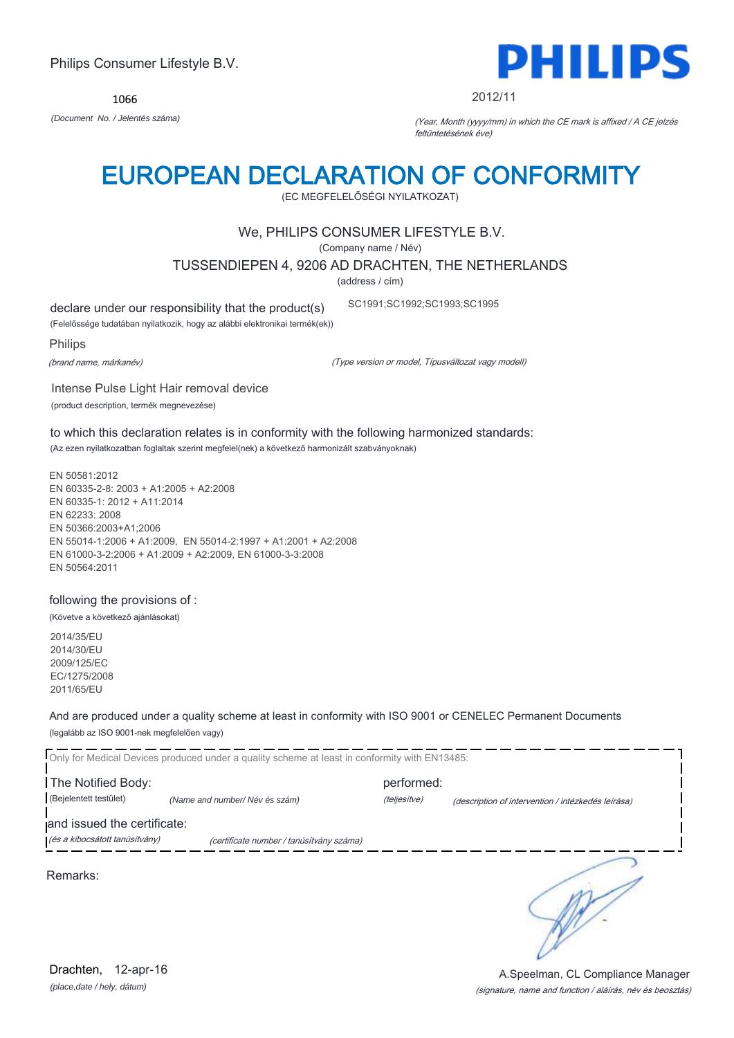Philips Consumer Lifestyle B.V.

1066

*(Document No. / Jelentés száma)*

PHILIPS

2012/11

*(Year, Month (yyyy/mm) in which the CE mark is affixed / A CE jelzés feltüntetésének éve)*

# EUROPEAN DECLARATION OF CONFORMITY

(EC MEGFELELŐSÉGI NYILATKOZAT)

We, PHILIPS CONSUMER LIFESTYLE B.V.

(Company name / Név)

TUSSENDIEPEN 4, 9206 AD DRACHTEN, THE NETHERLANDS

(address / cím)

declare under our responsibility that the product(s) SC1991;SC1992;SC1993;SC1995

(Felelőssége tudatában nyilatkozik, hogy az alábbi elektronikai termék(ek))

Philips

*(brand name, márkanév)*

*(Type version or model, Típusváltozat vagy modell)*

Intense Pulse Light Hair removal device

(product description, termék megnevezése)

to which this declaration relates is in conformity with the following harmonized standards:

(Az ezen nyilatkozatban foglaltak szerint megfelel(nek) a következő harmonizált szabványoknak)

EN 50581:2012
EN 60335-2-8: 2003 + A1:2005 + A2:2008
EN 60335-1: 2012 + A11:2014
EN 62233: 2008
EN 50366:2003+A1;2006
EN 55014-1:2006 + A1:2009, EN 55014-2:1997 + A1:2001 + A2:2008
EN 61000-3-2:2006 + A1:2009 + A2:2009, EN 61000-3-3:2008
EN 50564:2011

following the provisions of :

(Követve a következő ajánlásokat)

2014/35/EU
2014/30/EU
2009/125/EC
EC/1275/2008
2011/65/EU

And are produced under a quality scheme at least in conformity with ISO 9001 or CENELEC Permanent Documents

(legalább az ISO 9001-nek megfelelően vagy)

Only for Medical Devices produced under a quality scheme at least in conformity with EN13485:

The Notified Body: performed:

(Bejelentett testület) *(Name and number/ Név és szám)* *(teljesítve)* *(description of intervention / intézkedés leírása)*

and issued the certificate:

*(és a kibocsátott tanúsítvány)* *(certificate number / tanúsítvány száma)*

Remarks:

Drachten, 12-apr-16

*(place,date / hely, dátum)*

A.Speelman, CL Compliance Manager

*(signature, name and function / aláírás, név és beosztás)*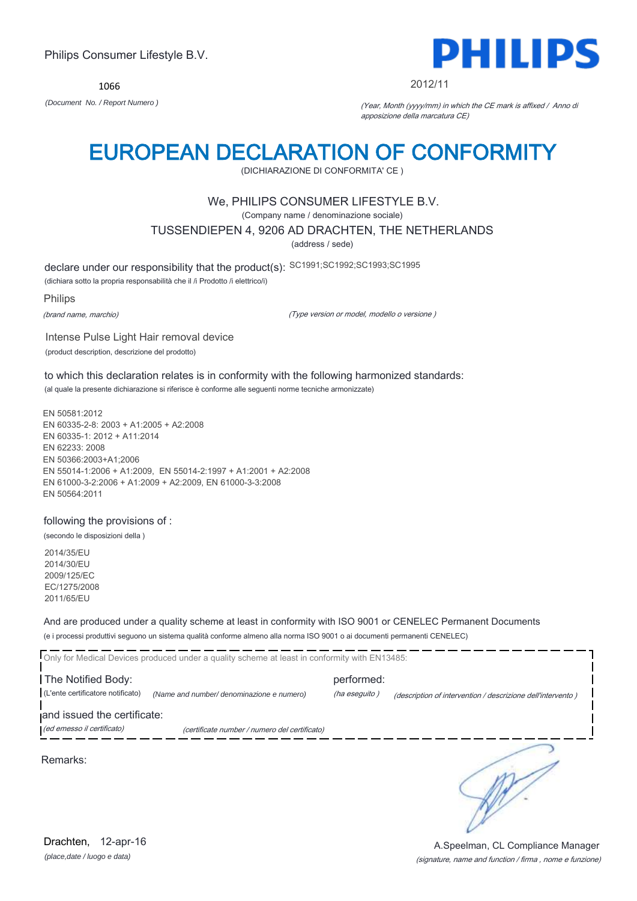Philips Consumer Lifestyle B.V.

1066

*(Document No. / Report Numero )*

**PHILIPS**

2012/11

*(Year, Month (yyyy/mm) in which the CE mark is affixed / Anno di apposizione della marcatura CE)*

# EUROPEAN DECLARATION OF CONFORMITY

(DICHIARAZIONE DI CONFORMITA' CE )

We, PHILIPS CONSUMER LIFESTYLE B.V.

(Company name / denominazione sociale)

TUSSENDIEPEN 4, 9206 AD DRACHTEN, THE NETHERLANDS

(address / sede)

declare under our responsibility that the product(s): SC1991;SC1992;SC1993;SC1995

(dichiara sotto la propria responsabilità che il /i Prodotto /i elettrico/i)

Philips

*(brand name, marchio)*

*(Type version or model, modello o versione )*

Intense Pulse Light Hair removal device

(product description, descrizione del prodotto)

to which this declaration relates is in conformity with the following harmonized standards:

(al quale la presente dichiarazione si riferisce è conforme alle seguenti norme tecniche armonizzate)

EN 50581:2012
EN 60335-2-8: 2003 + A1:2005 + A2:2008
EN 60335-1: 2012 + A11:2014
EN 62233: 2008
EN 50366:2003+A1;2006
EN 55014-1:2006 + A1:2009, EN 55014-2:1997 + A1:2001 + A2:2008
EN 61000-3-2:2006 + A1:2009 + A2:2009, EN 61000-3-3:2008
EN 50564:2011

following the provisions of :

(secondo le disposizioni della )

2014/35/EU
2014/30/EU
2009/125/EC
EC/1275/2008
2011/65/EU

And are produced under a quality scheme at least in conformity with ISO 9001 or CENELEC Permanent Documents

(e i processi produttivi seguono un sistema qualità conforme almeno alla norma ISO 9001 o ai documenti permanenti CENELEC)

Only for Medical Devices produced under a quality scheme at least in conformity with EN13485:

The Notified Body: performed:

(L'ente certificatore notificato) *(Name and number/ denominazione e numero)* *(ha eseguito )* *(description of intervention / descrizione dell'intervento )*

and issued the certificate:

*(ed emesso il certificato)* *(certificate number / numero del certificato)*

Remarks:

Drachten, 12-apr-16

*(place,date / luogo e data)*

A.Speelman, CL Compliance Manager

*(signature, name and function / firma , nome e funzione)*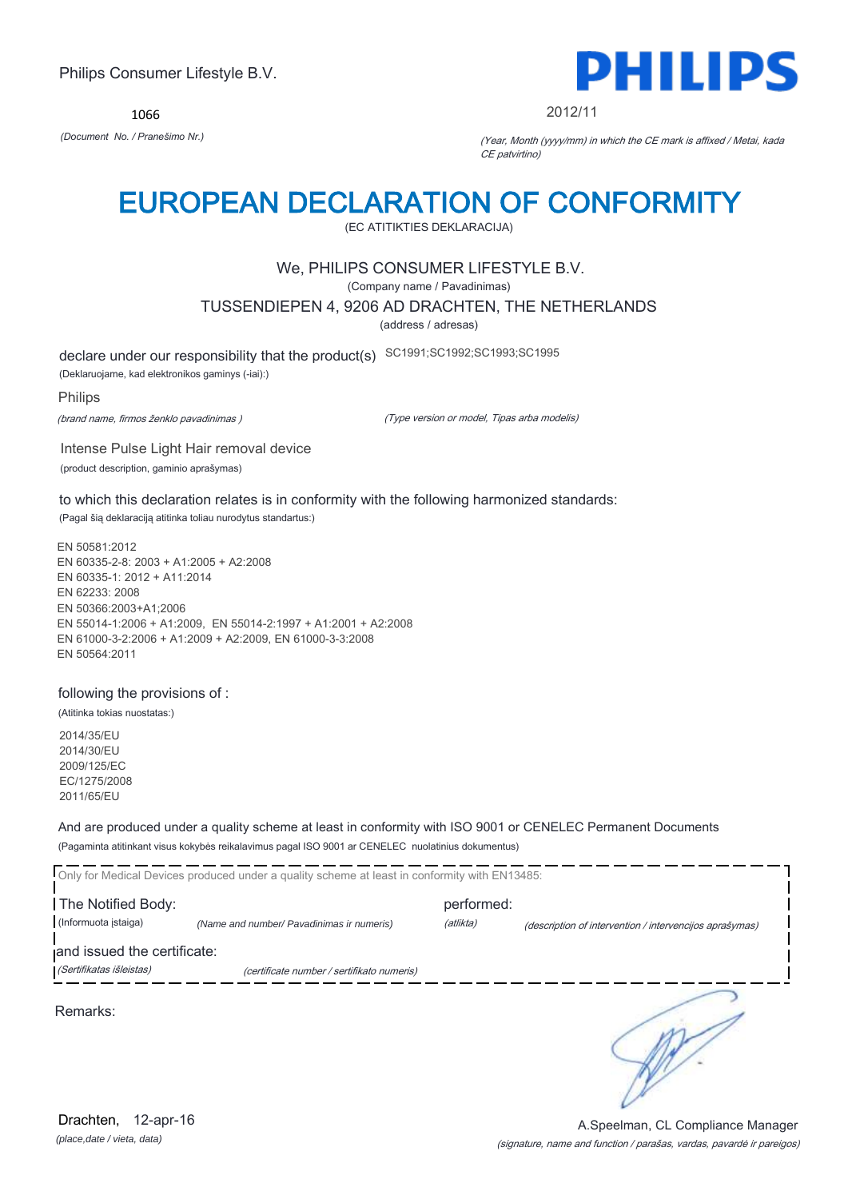Philips Consumer Lifestyle B.V.

**PHILIPS**

1066

*(Document No. / Pranešimo Nr.)*

2012/11

*(Year, Month (yyyy/mm) in which the CE mark is affixed / Metai, kada CE patvirtino)*

# EUROPEAN DECLARATION OF CONFORMITY

(EC ATITIKTIES DEKLARACIJA)

We, PHILIPS CONSUMER LIFESTYLE B.V.

(Company name / Pavadinimas)

TUSSENDIEPEN 4, 9206 AD DRACHTEN, THE NETHERLANDS

(address / adresas)

declare under our responsibility that the product(s) SC1991;SC1992;SC1993;SC1995

(Deklaruojame, kad elektronikos gaminys (-iai):)

Philips

*(brand name, firmos ženklo pavadinimas )* *(Type version or model, Tipas arba modelis)*

Intense Pulse Light Hair removal device

(product description, gaminio aprašymas)

to which this declaration relates is in conformity with the following harmonized standards:

(Pagal šią deklaraciją atitinka toliau nurodytus standartus:)

EN 50581:2012
EN 60335-2-8: 2003 + A1:2005 + A2:2008
EN 60335-1: 2012 + A11:2014
EN 62233: 2008
EN 50366:2003+A1;2006
EN 55014-1:2006 + A1:2009, EN 55014-2:1997 + A1:2001 + A2:2008
EN 61000-3-2:2006 + A1:2009 + A2:2009, EN 61000-3-3:2008
EN 50564:2011

following the provisions of :

(Atitinka tokias nuostatas:)

2014/35/EU
2014/30/EU
2009/125/EC
EC/1275/2008
2011/65/EU

And are produced under a quality scheme at least in conformity with ISO 9001 or CENELEC Permanent Documents

(Pagaminta atitinkant visus kokybės reikalavimus pagal ISO 9001 ar CENELEC nuolatinius dokumentus)

Only for Medical Devices produced under a quality scheme at least in conformity with EN13485:

The Notified Body: performed:

(Informuota įstaiga) *(Name and number/ Pavadinimas ir numeris)* *(atlikta)* *(description of intervention / intervencijos aprašymas)*

and issued the certificate:

*(Sertifikatas išleistas)* *(certificate number / sertifikato numeris)*

Remarks:

Drachten, 12-apr-16

*(place,date / vieta, data)*

A.Speelman, CL Compliance Manager

*(signature, name and function / parašas, vardas, pavardė ir pareigos)*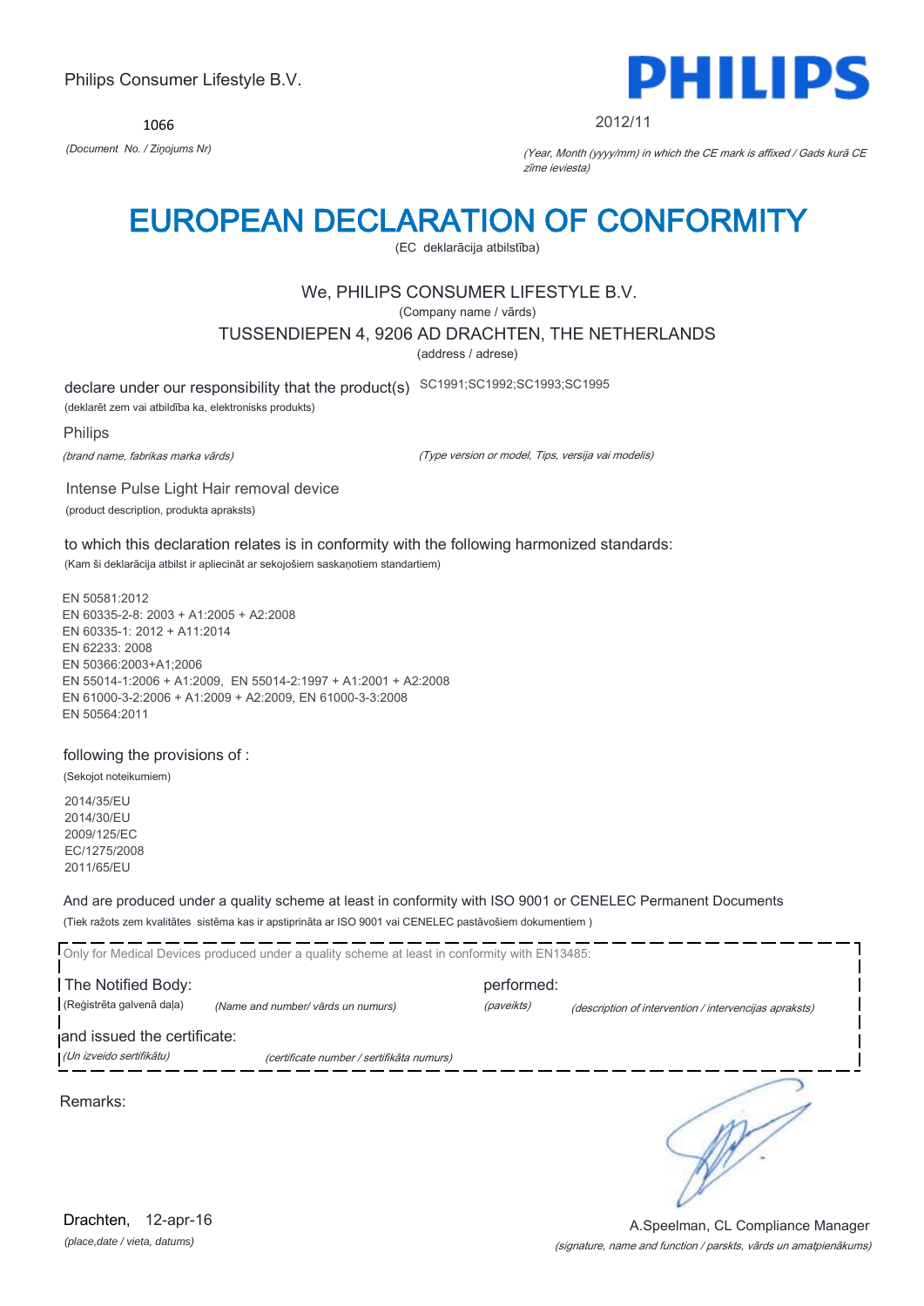Philips Consumer Lifestyle B.V.

**PHILIPS**

1066

*(Document No. / Ziņojums Nr)*

2012/11

*(Year, Month (yyyy/mm) in which the CE mark is affixed / Gads kurā CE zīme ieviesta)*

# EUROPEAN DECLARATION OF CONFORMITY

(EC deklarācija atbilstība)

We, PHILIPS CONSUMER LIFESTYLE B.V.

(Company name / vārds)

TUSSENDIEPEN 4, 9206 AD DRACHTEN, THE NETHERLANDS

(address / adrese)

declare under our responsibility that the product(s) SC1991;SC1992;SC1993;SC1995

(deklarēt zem vai atbildība ka, elektronisks produkts)

Philips

*(brand name, fabrikas marka vārds)*

*(Type version or model, Tips, versija vai modelis)*

Intense Pulse Light Hair removal device

(product description, produkta apraksts)

to which this declaration relates is in conformity with the following harmonized standards:

(Kam ši deklarācija atbilst ir apliecināt ar sekojošiem saskaņotiem standartiem)

EN 50581:2012
EN 60335-2-8: 2003 + A1:2005 + A2:2008
EN 60335-1: 2012 + A11:2014
EN 62233: 2008
EN 50366:2003+A1;2006
EN 55014-1:2006 + A1:2009, EN 55014-2:1997 + A1:2001 + A2:2008
EN 61000-3-2:2006 + A1:2009 + A2:2009, EN 61000-3-3:2008
EN 50564:2011

following the provisions of :

(Sekojot noteikumiem)

2014/35/EU
2014/30/EU
2009/125/EC
EC/1275/2008
2011/65/EU

And are produced under a quality scheme at least in conformity with ISO 9001 or CENELEC Permanent Documents

(Tiek ražots zem kvalitātes sistēma kas ir apstiprināta ar ISO 9001 vai CENELEC pastāvošiem dokumentiem )

Only for Medical Devices produced under a quality scheme at least in conformity with EN13485:

The Notified Body: performed:

(Reģistrēta galvenā daļa) *(Name and number/ vārds un numurs)* *(paveikts)* *(description of intervention / intervencijas apraksts)*

and issued the certificate:

*(Un izveido sertifikātu)* *(certificate number / sertifikāta numurs)*

Remarks:

Drachten, 12-apr-16

*(place,date / vieta, datums)*

A.Speelman, CL Compliance Manager

*(signature, name and function / parskts, vārds un amatpienākums)*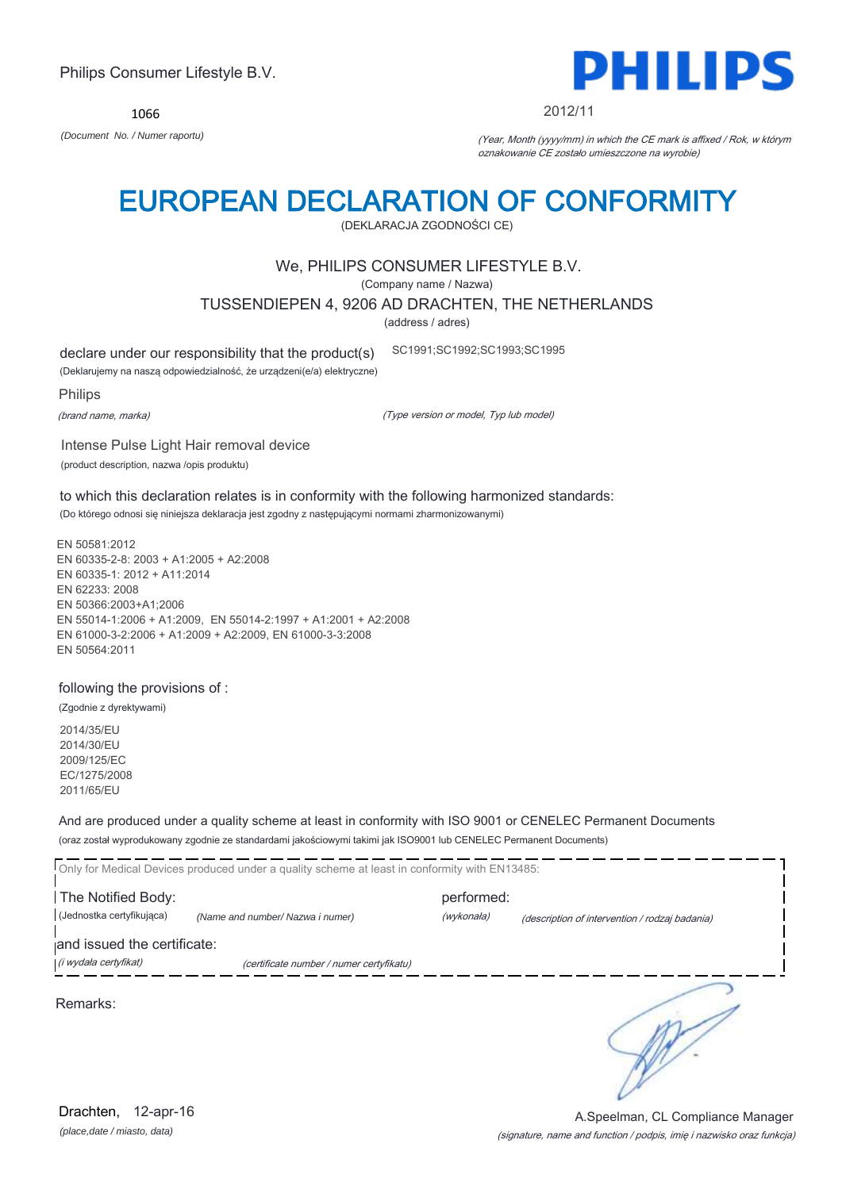Philips Consumer Lifestyle B.V.

1066

*(Document No. / Numer raportu)*

2012/11

*(Year, Month (yyyy/mm) in which the CE mark is affixed / Rok, w którym oznakowanie CE zostało umieszczone na wyrobie)*

# EUROPEAN DECLARATION OF CONFORMITY

(DEKLARACJA ZGODNOŚCI CE)

We, PHILIPS CONSUMER LIFESTYLE B.V.

(Company name / Nazwa)

TUSSENDIEPEN 4, 9206 AD DRACHTEN, THE NETHERLANDS

(address / adres)

declare under our responsibility that the product(s) SC1991;SC1992;SC1993;SC1995

(Deklarujemy na naszą odpowiedzialność, że urządzeni(e/a) elektryczne)

Philips

*(brand name, marka)* *(Type version or model, Typ lub model)*

Intense Pulse Light Hair removal device

(product description, nazwa /opis produktu)

to which this declaration relates is in conformity with the following harmonized standards:

(Do którego odnosi się niniejsza deklaracja jest zgodny z następującymi normami zharmonizowanymi)

EN 50581:2012
EN 60335-2-8: 2003 + A1:2005 + A2:2008
EN 60335-1: 2012 + A11:2014
EN 62233: 2008
EN 50366:2003+A1;2006
EN 55014-1:2006 + A1:2009, EN 55014-2:1997 + A1:2001 + A2:2008
EN 61000-3-2:2006 + A1:2009 + A2:2009, EN 61000-3-3:2008
EN 50564:2011

following the provisions of :

(Zgodnie z dyrektywami)

2014/35/EU
2014/30/EU
2009/125/EC
EC/1275/2008
2011/65/EU

And are produced under a quality scheme at least in conformity with ISO 9001 or CENELEC Permanent Documents

(oraz został wyprodukowany zgodnie ze standardami jakościowymi takimi jak ISO9001 lub CENELEC Permanent Documents)

Only for Medical Devices produced under a quality scheme at least in conformity with EN13485:

The Notified Body: performed:

(Jednostka certyfikująca) *(Name and number/ Nazwa i numer)* *(wykonała)* *(description of intervention / rodzaj badania)*

and issued the certificate:

*(i wydała certyfikat)* *(certificate number / numer certyfikatu)*

Remarks:

Drachten, 12-apr-16

*(place,date / miasto, data)*

A.Speelman, CL Compliance Manager

*(signature, name and function / podpis, imię i nazwisko oraz funkcja)*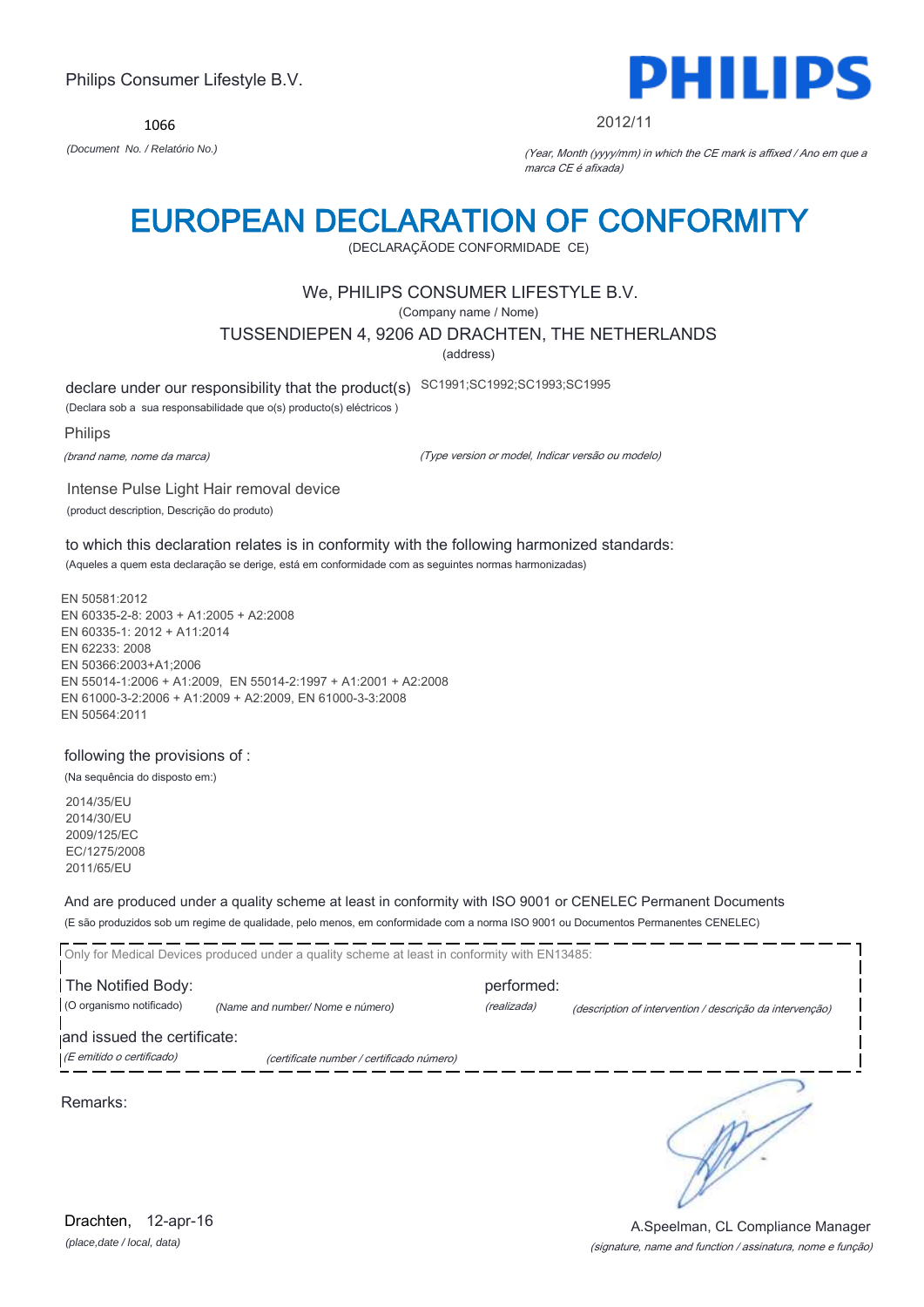Philips Consumer Lifestyle B.V.

1066

*(Document No. / Relatório No.)*

PHILIPS

2012/11

*(Year, Month (yyyy/mm) in which the CE mark is affixed / Ano em que a marca CE é afixada)*

# EUROPEAN DECLARATION OF CONFORMITY

(DECLARAÇÃODE CONFORMIDADE CE)

We, PHILIPS CONSUMER LIFESTYLE B.V.

(Company name / Nome)

TUSSENDIEPEN 4, 9206 AD DRACHTEN, THE NETHERLANDS

(address)

declare under our responsibility that the product(s) SC1991;SC1992;SC1993;SC1995

(Declara sob a sua responsabilidade que o(s) producto(s) eléctricos )

Philips

*(brand name, nome da marca)* *(Type version or model, Indicar versão ou modelo)*

Intense Pulse Light Hair removal device

(product description, Descrição do produto)

to which this declaration relates is in conformity with the following harmonized standards:

(Aqueles a quem esta declaração se derige, está em conformidade com as seguintes normas harmonizadas)

EN 50581:2012
EN 60335-2-8: 2003 + A1:2005 + A2:2008
EN 60335-1: 2012 + A11:2014
EN 62233: 2008
EN 50366:2003+A1;2006
EN 55014-1:2006 + A1:2009, EN 55014-2:1997 + A1:2001 + A2:2008
EN 61000-3-2:2006 + A1:2009 + A2:2009, EN 61000-3-3:2008
EN 50564:2011

following the provisions of :

(Na sequência do disposto em:)

2014/35/EU
2014/30/EU
2009/125/EC
EC/1275/2008
2011/65/EU

And are produced under a quality scheme at least in conformity with ISO 9001 or CENELEC Permanent Documents

(E são produzidos sob um regime de qualidade, pelo menos, em conformidade com a norma ISO 9001 ou Documentos Permanentes CENELEC)

Only for Medical Devices produced under a quality scheme at least in conformity with EN13485:

The Notified Body: performed:

(O organismo notificado) *(Name and number/ Nome e número)* *(realizada)* *(description of intervention / descrição da intervenção)*

and issued the certificate:

*(E emitido o certificado)* *(certificate number / certificado número)*

Remarks:

Drachten, 12-apr-16

*(place,date / local, data)*

A.Speelman, CL Compliance Manager

*(signature, name and function / assinatura, nome e função)*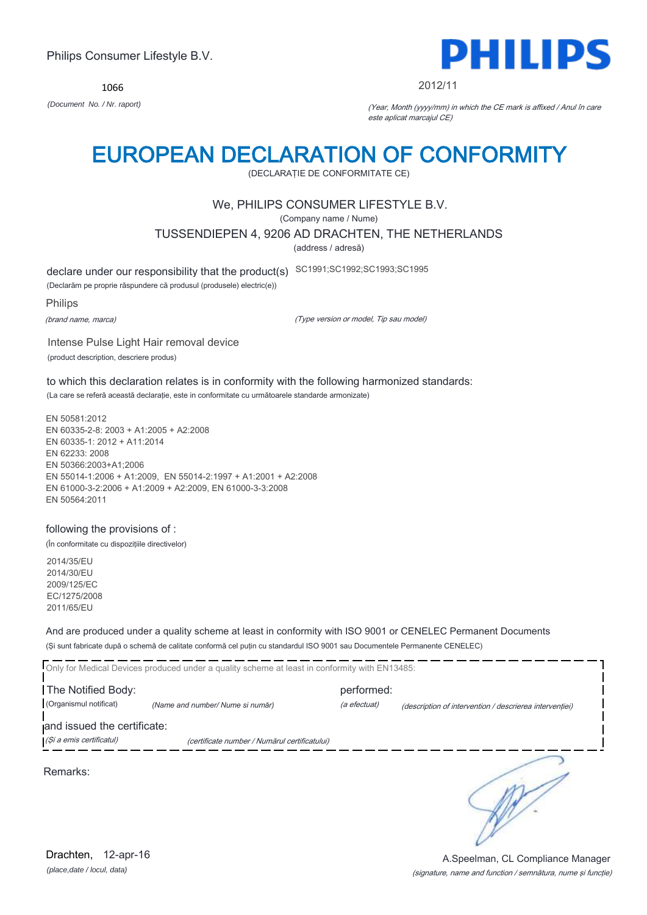Philips Consumer Lifestyle B.V.

1066

*(Document No. / Nr. raport)*

PHILIPS

2012/11

*(Year, Month (yyyy/mm) in which the CE mark is affixed / Anul în care este aplicat marcajul CE)*

# EUROPEAN DECLARATION OF CONFORMITY

(DECLARAȚIE DE CONFORMITATE CE)

We, PHILIPS CONSUMER LIFESTYLE B.V.

(Company name / Nume)

TUSSENDIEPEN 4, 9206 AD DRACHTEN, THE NETHERLANDS

(address / adresă)

declare under our responsibility that the product(s) SC1991;SC1992;SC1993;SC1995

(Declarăm pe proprie răspundere că produsul (produsele) electric(e))

Philips

*(brand name, marca)* *(Type version or model, Tip sau model)*

Intense Pulse Light Hair removal device

(product description, descriere produs)

to which this declaration relates is in conformity with the following harmonized standards:

(La care se referă această declarație, este in conformitate cu următoarele standarde armonizate)

EN 50581:2012
EN 60335-2-8: 2003 + A1:2005 + A2:2008
EN 60335-1: 2012 + A11:2014
EN 62233: 2008
EN 50366:2003+A1;2006
EN 55014-1:2006 + A1:2009, EN 55014-2:1997 + A1:2001 + A2:2008
EN 61000-3-2:2006 + A1:2009 + A2:2009, EN 61000-3-3:2008
EN 50564:2011

following the provisions of :

(În conformitate cu dispozițiile directivelor)

2014/35/EU
2014/30/EU
2009/125/EC
EC/1275/2008
2011/65/EU

And are produced under a quality scheme at least in conformity with ISO 9001 or CENELEC Permanent Documents

(Și sunt fabricate după o schemă de calitate conformă cel puțin cu standardul ISO 9001 sau Documentele Permanente CENELEC)

Only for Medical Devices produced under a quality scheme at least in conformity with EN13485:

The Notified Body: performed:

(Organismul notificat) *(Name and number/ Nume si număr)* *(a efectuat)* *(description of intervention / descrierea intervenției)*

and issued the certificate:

*(Și a emis certificatul)* *(certificate number / Numărul certificatului)*

Remarks:

Drachten, 12-apr-16

*(place,date / locul, data)*

A.Speelman, CL Compliance Manager

*(signature, name and function / semnătura, nume și funcție)*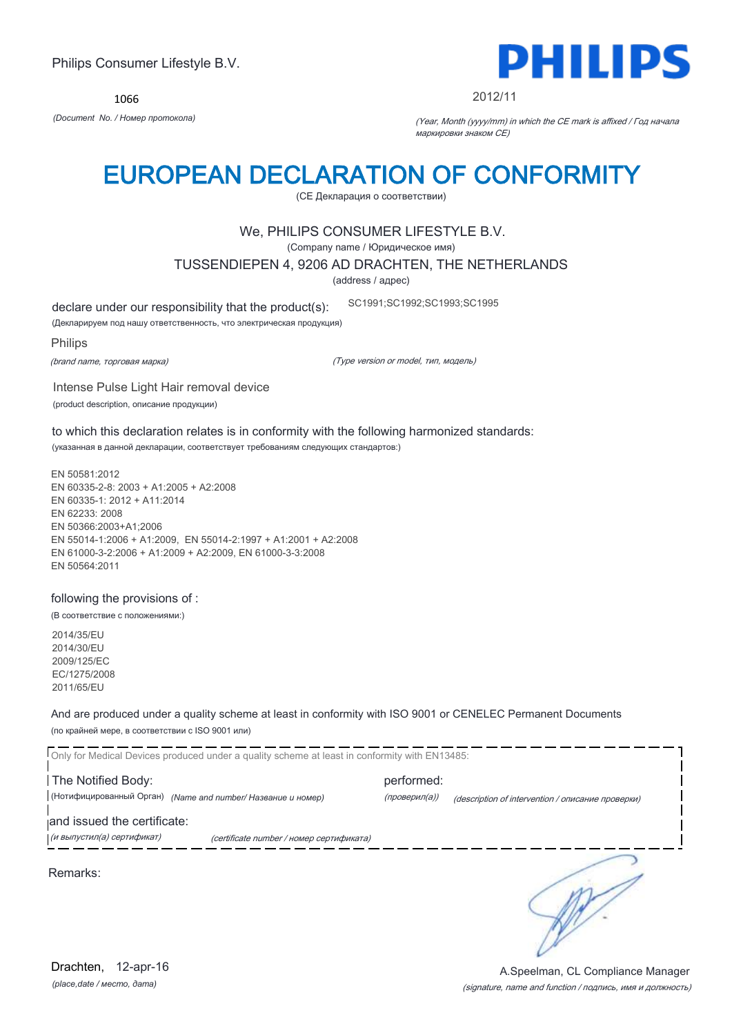Philips Consumer Lifestyle B.V.

**PHILIPS**

1066

*(Document No. / Номер протокола)*

2012/11

*(Year, Month (yyyy/mm) in which the CE mark is affixed / Год начала маркировки знаком CE)*

# EUROPEAN DECLARATION OF CONFORMITY

(CE Декларация о соответствии)

We, PHILIPS CONSUMER LIFESTYLE B.V.

(Company name / Юридическое имя)

TUSSENDIEPEN 4, 9206 AD DRACHTEN, THE NETHERLANDS

(address / адрес)

declare under our responsibility that the product(s): SC1991;SC1992;SC1993;SC1995

(Декларируем под нашу ответственность, что электрическая продукция)

Philips

*(brand name, торговая марка)*

*(Type version or model, тип, модель)*

Intense Pulse Light Hair removal device

(product description, описание продукции)

to which this declaration relates is in conformity with the following harmonized standards:

(указанная в данной декларации, соответствует требованиям следующих стандартов:)

EN 50581:2012
EN 60335-2-8: 2003 + A1:2005 + A2:2008
EN 60335-1: 2012 + A11:2014
EN 62233: 2008
EN 50366:2003+A1;2006
EN 55014-1:2006 + A1:2009, EN 55014-2:1997 + A1:2001 + A2:2008
EN 61000-3-2:2006 + A1:2009 + A2:2009, EN 61000-3-3:2008
EN 50564:2011

following the provisions of :

(В соответствие с положениями:)

2014/35/EU
2014/30/EU
2009/125/EC
EC/1275/2008
2011/65/EU

And are produced under a quality scheme at least in conformity with ISO 9001 or CENELEC Permanent Documents

(по крайней мере, в соответствии с ISO 9001 или)

Only for Medical Devices produced under a quality scheme at least in conformity with EN13485:

The Notified Body: performed:

(Нотифицированный Орган) *(Name and number/ Название и номер)* *(проверил(а))* *(description of intervention / описание проверки)*

and issued the certificate:

*(и выпустил(а) сертификат)* *(certificate number / номер сертификата)*

Remarks:

Drachten, 12-apr-16

*(place,date / место, дата)*

A.Speelman, CL Compliance Manager

*(signature, name and function / подпись, имя и должность)*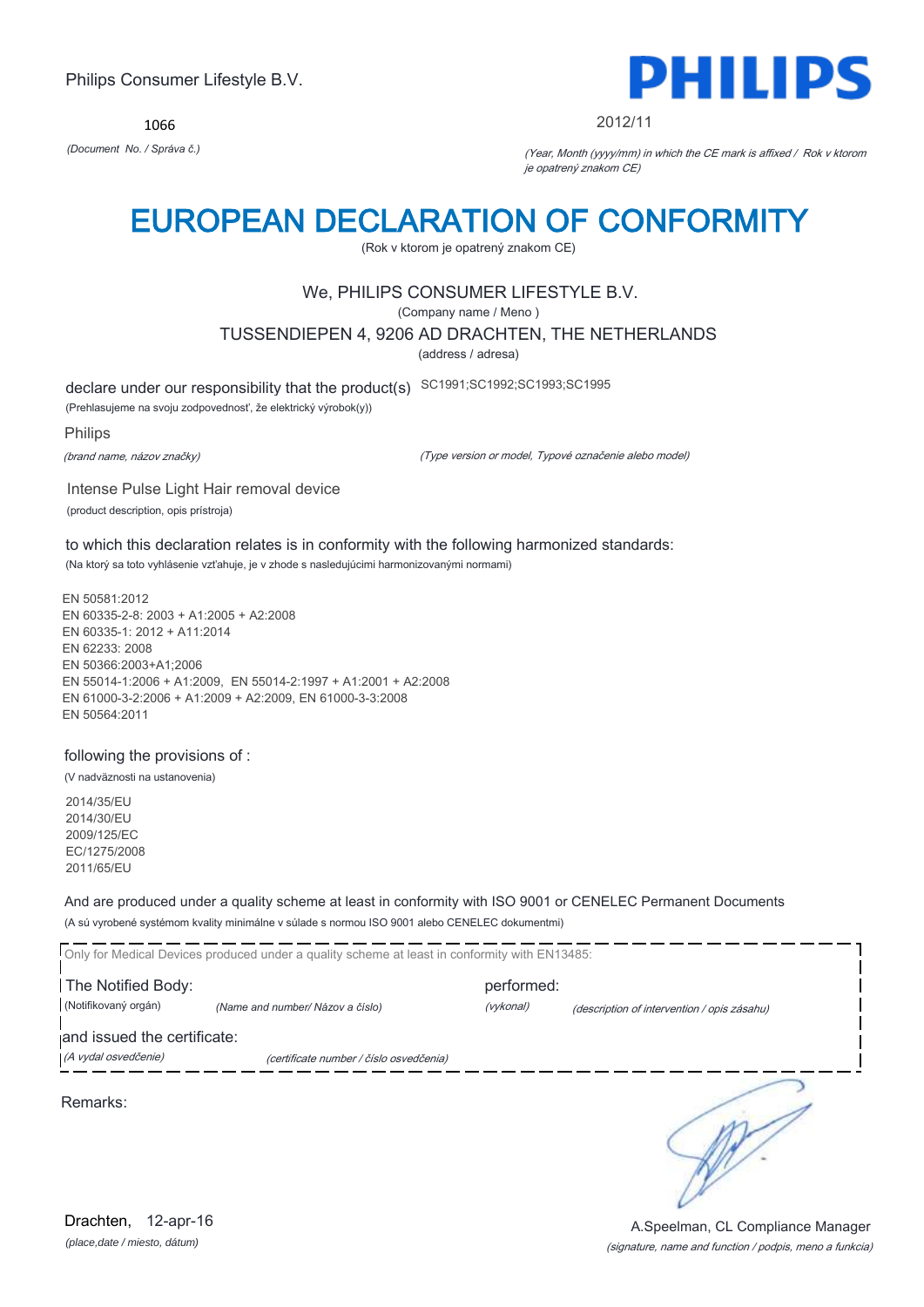Philips Consumer Lifestyle B.V.

1066

*(Document No. / Správa č.)*

PHILIPS

2012/11

*(Year, Month (yyyy/mm) in which the CE mark is affixed / Rok v ktorom je opatrený znakom CE)*

# EUROPEAN DECLARATION OF CONFORMITY

(Rok v ktorom je opatrený znakom CE)

We, PHILIPS CONSUMER LIFESTYLE B.V.

(Company name / Meno )

TUSSENDIEPEN 4, 9206 AD DRACHTEN, THE NETHERLANDS

(address / adresa)

declare under our responsibility that the product(s) SC1991;SC1992;SC1993;SC1995

(Prehlasujeme na svoju zodpovednosť, že elektrický výrobok(y))

Philips

*(brand name, názov značky)*

*(Type version or model, Typové označenie alebo model)*

Intense Pulse Light Hair removal device

(product description, opis prístroja)

to which this declaration relates is in conformity with the following harmonized standards:

(Na ktorý sa toto vyhlásenie vzťahuje, je v zhode s nasledujúcimi harmonizovanými normami)

EN 50581:2012
EN 60335-2-8: 2003 + A1:2005 + A2:2008
EN 60335-1: 2012 + A11:2014
EN 62233: 2008
EN 50366:2003+A1;2006
EN 55014-1:2006 + A1:2009, EN 55014-2:1997 + A1:2001 + A2:2008
EN 61000-3-2:2006 + A1:2009 + A2:2009, EN 61000-3-3:2008
EN 50564:2011

following the provisions of :

(V nadväznosti na ustanovenia)

2014/35/EU
2014/30/EU
2009/125/EC
EC/1275/2008
2011/65/EU

And are produced under a quality scheme at least in conformity with ISO 9001 or CENELEC Permanent Documents

(A sú vyrobené systémom kvality minimálne v súlade s normou ISO 9001 alebo CENELEC dokumentmi)

Only for Medical Devices produced under a quality scheme at least in conformity with EN13485:

The Notified Body: performed:

(Notifikovaný orgán) *(Name and number/ Názov a číslo)* *(vykonal)* *(description of intervention / opis zásahu)*

and issued the certificate:

*(A vydal osvedčenie)* *(certificate number / číslo osvedčenia)*

Remarks:

Drachten, 12-apr-16

*(place,date / miesto, dátum)*

A.Speelman, CL Compliance Manager

*(signature, name and function / podpis, meno a funkcia)*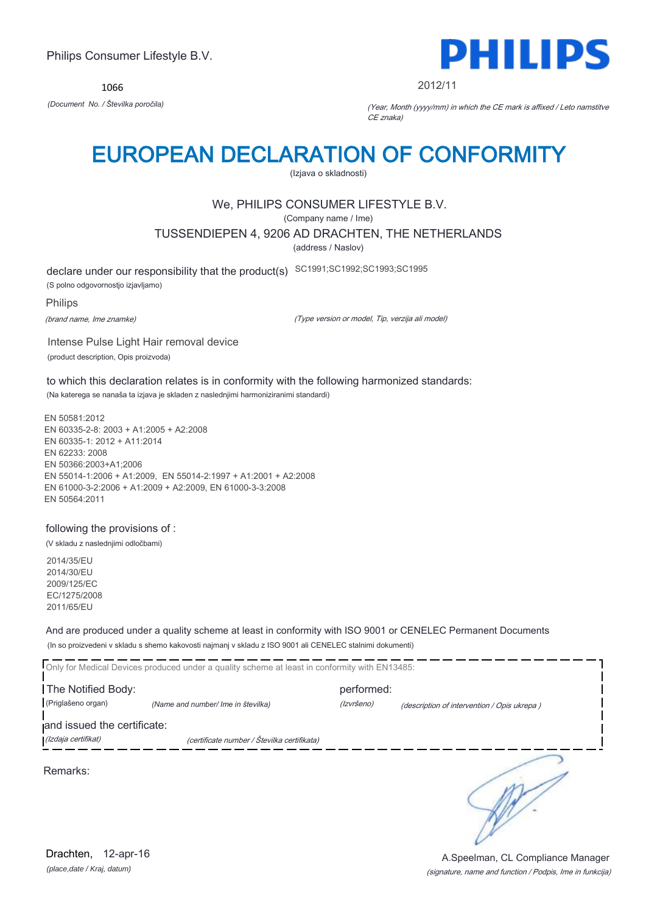Philips Consumer Lifestyle B.V.

1066

*(Document No. / Številka poročila)*

PHILIPS

2012/11

*(Year, Month (yyyy/mm) in which the CE mark is affixed / Leto namstitve CE znaka)*

# EUROPEAN DECLARATION OF CONFORMITY

(Izjava o skladnosti)

We, PHILIPS CONSUMER LIFESTYLE B.V.

(Company name / Ime)

TUSSENDIEPEN 4, 9206 AD DRACHTEN, THE NETHERLANDS

(address / Naslov)

declare under our responsibility that the product(s) SC1991;SC1992;SC1993;SC1995

(S polno odgovornostjo izjavljamo)

Philips

*(brand name, Ime znamke)*

*(Type version or model, Tip, verzija ali model)*

Intense Pulse Light Hair removal device

(product description, Opis proizvoda)

to which this declaration relates is in conformity with the following harmonized standards:

(Na katerega se nanaša ta izjava je skladen z naslednjimi harmoniziranimi standardi)

EN 50581:2012
EN 60335-2-8: 2003 + A1:2005 + A2:2008
EN 60335-1: 2012 + A11:2014
EN 62233: 2008
EN 50366:2003+A1;2006
EN 55014-1:2006 + A1:2009, EN 55014-2:1997 + A1:2001 + A2:2008
EN 61000-3-2:2006 + A1:2009 + A2:2009, EN 61000-3-3:2008
EN 50564:2011

following the provisions of :

(V skladu z naslednjimi odločbami)

2014/35/EU
2014/30/EU
2009/125/EC
EC/1275/2008
2011/65/EU

And are produced under a quality scheme at least in conformity with ISO 9001 or CENELEC Permanent Documents

(In so proizvedeni v skladu s shemo kakovosti najmanj v skladu z ISO 9001 ali CENELEC stalnimi dokumenti)

Only for Medical Devices produced under a quality scheme at least in conformity with EN13485:

The Notified Body: performed:

(Priglašeno organ) *(Name and number/ Ime in številka)* *(Izvršeno)* *(description of intervention / Opis ukrepa )*

and issued the certificate:

*(Izdaja certifikat)* *(certificate number / Številka certifikata)*

Remarks:

Drachten, 12-apr-16

*(place,date / Kraj, datum)*

A.Speelman, CL Compliance Manager

*(signature, name and function / Podpis, Ime in funkcija)*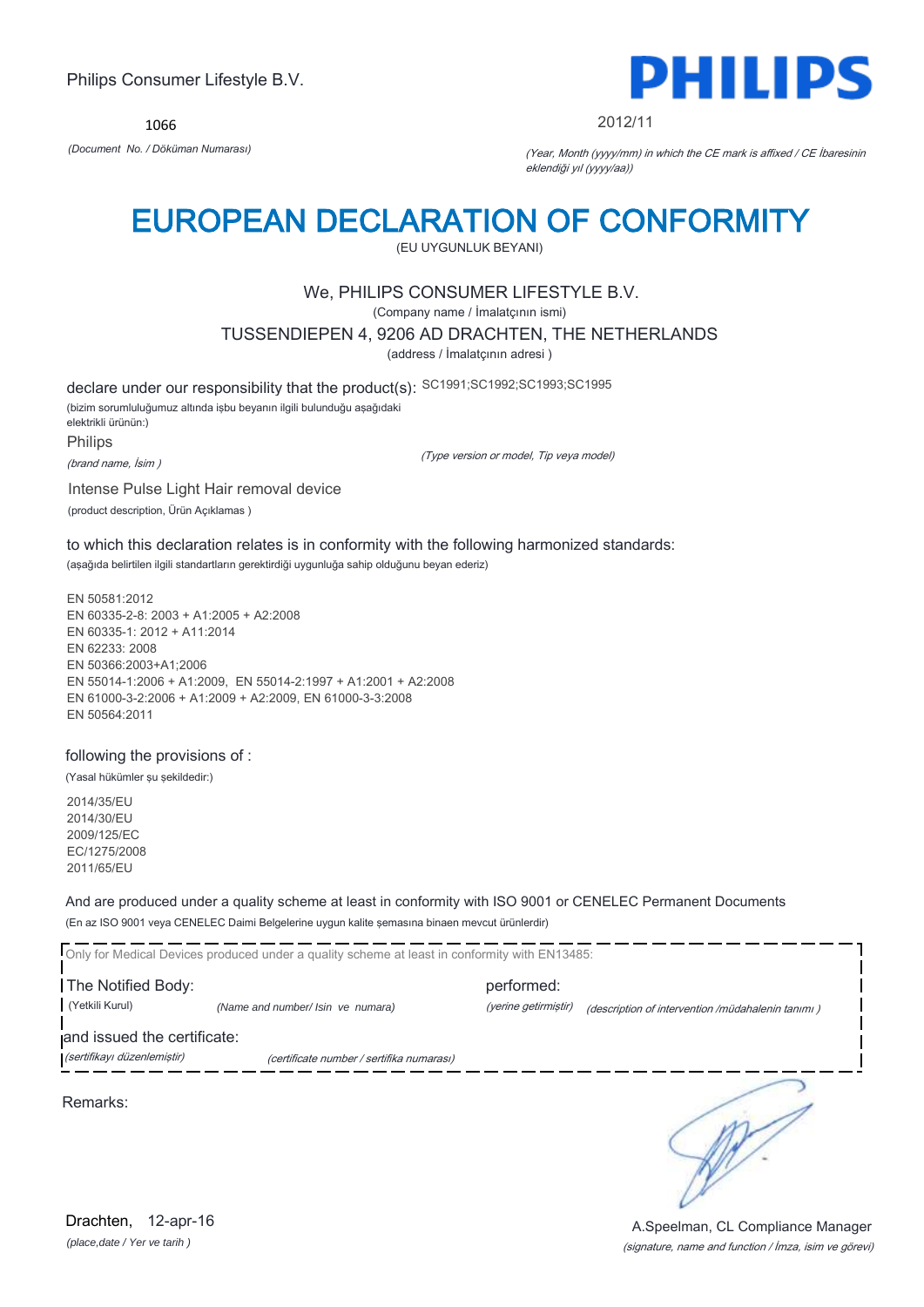Philips Consumer Lifestyle B.V.

**PHILIPS**

1066

*(Document No. / Döküman Numarası)*

2012/11

*(Year, Month (yyyy/mm) in which the CE mark is affixed / CE İbaresinin eklendiği yıl (yyyy/aa))*

# EUROPEAN DECLARATION OF CONFORMITY

(EU UYGUNLUK BEYANI)

We, PHILIPS CONSUMER LIFESTYLE B.V.

(Company name / İmalatçının ismi)

TUSSENDIEPEN 4, 9206 AD DRACHTEN, THE NETHERLANDS

(address / İmalatçının adresi )

declare under our responsibility that the product(s): SC1991;SC1992;SC1993;SC1995

(bizim sorumluluğumuz altında işbu beyanın ilgili bulunduğu aşağıdaki elektrikli ürünün:)

Philips

*(brand name, İsim )*

*(Type version or model, Tip veya model)*

Intense Pulse Light Hair removal device

(product description, Ürün Açıklamas )

to which this declaration relates is in conformity with the following harmonized standards:

(aşağıda belirtilen ilgili standartların gerektirdiği uygunluğa sahip olduğunu beyan ederiz)

EN 50581:2012
EN 60335-2-8: 2003 + A1:2005 + A2:2008
EN 60335-1: 2012 + A11:2014
EN 62233: 2008
EN 50366:2003+A1;2006
EN 55014-1:2006 + A1:2009, EN 55014-2:1997 + A1:2001 + A2:2008
EN 61000-3-2:2006 + A1:2009 + A2:2009, EN 61000-3-3:2008
EN 50564:2011

following the provisions of :

(Yasal hükümler şu şekildedir:)

2014/35/EU
2014/30/EU
2009/125/EC
EC/1275/2008
2011/65/EU

And are produced under a quality scheme at least in conformity with ISO 9001 or CENELEC Permanent Documents

(En az ISO 9001 veya CENELEC Daimi Belgelerine uygun kalite şemasına binaen mevcut ürünlerdir)

Only for Medical Devices produced under a quality scheme at least in conformity with EN13485:

The Notified Body: (Yetkili Kurul) *(Name and number/ Isin ve numara)* performed: *(yerine getirmiştir)* *(description of intervention /müdahalenin tanımı )*

and issued the certificate: *(sertifikayı düzenlemiştir)* *(certificate number / sertifika numarası)*

Remarks:

Drachten, 12-apr-16

*(place,date / Yer ve tarih )*

A.Speelman, CL Compliance Manager

*(signature, name and function / İmza, isim ve görevi)*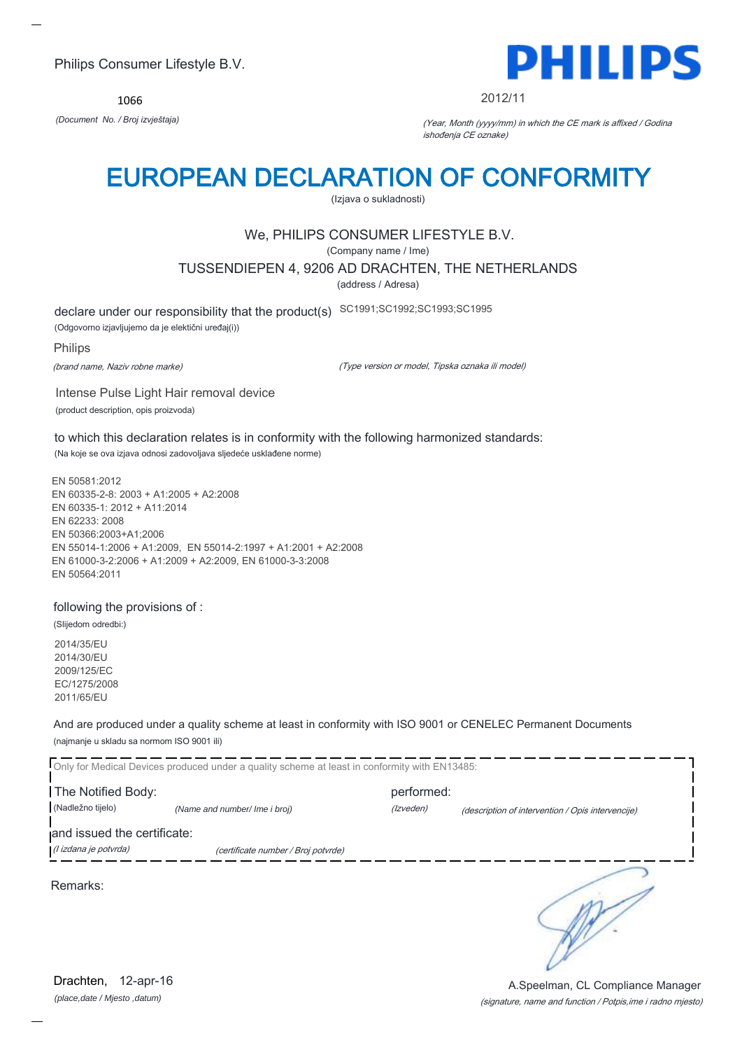Philips Consumer Lifestyle B.V.

**PHILIPS**

1066

*(Document No. / Broj izvještaja)*

2012/11

*(Year, Month (yyyy/mm) in which the CE mark is affixed / Godina ishođenja CE oznake)*

# EUROPEAN DECLARATION OF CONFORMITY

(Izjava o sukladnosti)

We, PHILIPS CONSUMER LIFESTYLE B.V.

(Company name / Ime)

TUSSENDIEPEN 4, 9206 AD DRACHTEN, THE NETHERLANDS

(address / Adresa)

declare under our responsibility that the product(s) SC1991;SC1992;SC1993;SC1995

(Odgovorno izjavljujemo da je električni uređaj(i))

Philips

*(brand name, Naziv robne marke)*

*(Type version or model, Tipska oznaka ili model)*

Intense Pulse Light Hair removal device

(product description, opis proizvoda)

to which this declaration relates is in conformity with the following harmonized standards:

(Na koje se ova izjava odnosi zadovoljava sljedeće usklađene norme)

EN 50581:2012
EN 60335-2-8: 2003 + A1:2005 + A2:2008
EN 60335-1: 2012 + A11:2014
EN 62233: 2008
EN 50366:2003+A1;2006
EN 55014-1:2006 + A1:2009, EN 55014-2:1997 + A1:2001 + A2:2008
EN 61000-3-2:2006 + A1:2009 + A2:2009, EN 61000-3-3:2008
EN 50564:2011

following the provisions of :

(Slijedom odredbi:)

2014/35/EU
2014/30/EU
2009/125/EC
EC/1275/2008
2011/65/EU

And are produced under a quality scheme at least in conformity with ISO 9001 or CENELEC Permanent Documents

(najmanje u skladu sa normom ISO 9001 ili)

Only for Medical Devices produced under a quality scheme at least in conformity with EN13485:

The Notified Body: performed:

(Nadležno tijelo) *(Name and number/ Ime i broj)* *(Izveden)* *(description of intervention / Opis intervencije)*

and issued the certificate:

*(I izdana je potvrda)* *(certificate number / Broj potvrde)*

Remarks:

Drachten, 12-apr-16

*(place,date / Mjesto ,datum)*

A.Speelman, CL Compliance Manager

*(signature, name and function / Potpis,ime i radno mjesto)*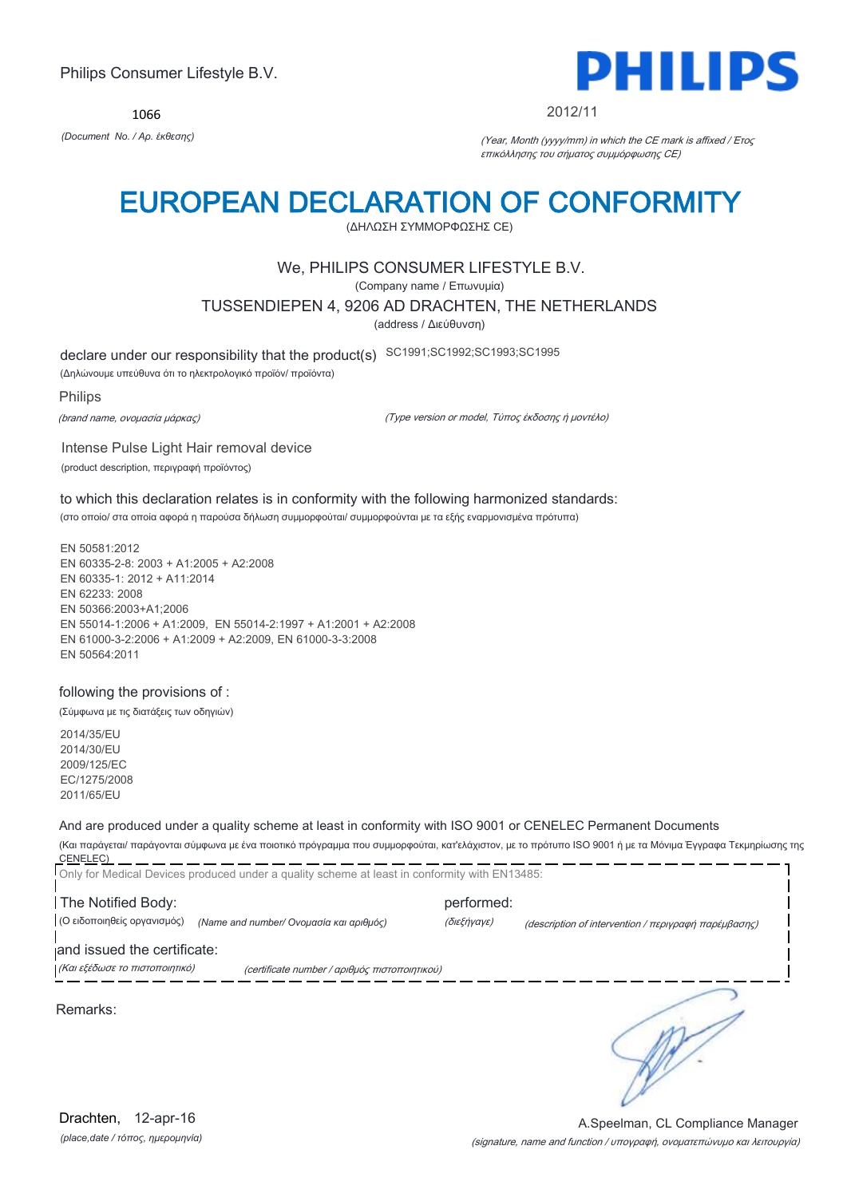Philips Consumer Lifestyle B.V.

**PHILIPS**

1066

*(Document No. / Αρ. έκθεσης)*

2012/11

*(Year, Month (yyyy/mm) in which the CE mark is affixed / Έτος επικόλλησης του σήματος συμμόρφωσης CE)*

# EUROPEAN DECLARATION OF CONFORMITY

(ΔΗΛΩΣΗ ΣΥΜΜΟΡΦΩΣΗΣ CE)

We, PHILIPS CONSUMER LIFESTYLE B.V.

(Company name / Επωνυμία)

TUSSENDIEPEN 4, 9206 AD DRACHTEN, THE NETHERLANDS

(address / Διεύθυνση)

declare under our responsibility that the product(s) SC1991;SC1992;SC1993;SC1995

(Δηλώνουμε υπεύθυνα ότι το ηλεκτρολογικό προϊόν/ προϊόντα)

Philips

*(brand name, ονομασία μάρκας)*

*(Type version or model, Τύπος έκδοσης ή μοντέλο)*

Intense Pulse Light Hair removal device

(product description, περιγραφή προϊόντος)

to which this declaration relates is in conformity with the following harmonized standards:

(στο οποίο/ στα οποία αφορά η παρούσα δήλωση συμμορφούται/ συμμορφούνται με τα εξής εναρμονισμένα πρότυπα)

EN 50581:2012
EN 60335-2-8: 2003 + A1:2005 + A2:2008
EN 60335-1: 2012 + A11:2014
EN 62233: 2008
EN 50366:2003+A1;2006
EN 55014-1:2006 + A1:2009, EN 55014-2:1997 + A1:2001 + A2:2008
EN 61000-3-2:2006 + A1:2009 + A2:2009, EN 61000-3-3:2008
EN 50564:2011

following the provisions of :

(Σύμφωνα με τις διατάξεις των οδηγιών)

2014/35/EU
2014/30/EU
2009/125/EC
EC/1275/2008
2011/65/EU

And are produced under a quality scheme at least in conformity with ISO 9001 or CENELEC Permanent Documents

(Και παράγεται/ παράγονται σύμφωνα με ένα ποιοτικό πρόγραμμα που συμμορφούται, κατ'ελάχιστον, με το πρότυπο ISO 9001 ή με τα Μόνιμα Έγγραφα Τεκμηρίωσης της CENELEC)

Only for Medical Devices produced under a quality scheme at least in conformity with EN13485:

The Notified Body: performed:

(Ο ειδοποιηθείς οργανισμός) *(Name and number/ Ονομασία και αριθμός)* *(διεξήγαγε)* *(description of intervention / περιγραφή παρέμβασης)*

and issued the certificate:

*(Και εξέδωσε το πιστοποιητικό)* *(certificate number / αριθμός πιστοποιητικού)*

Remarks:

Drachten, 12-apr-16

*(place,date / τόπος, ημερομηνία)*

A.Speelman, CL Compliance Manager

*(signature, name and function / υπογραφή, ονοματεπώνυμο και λειτουργία)*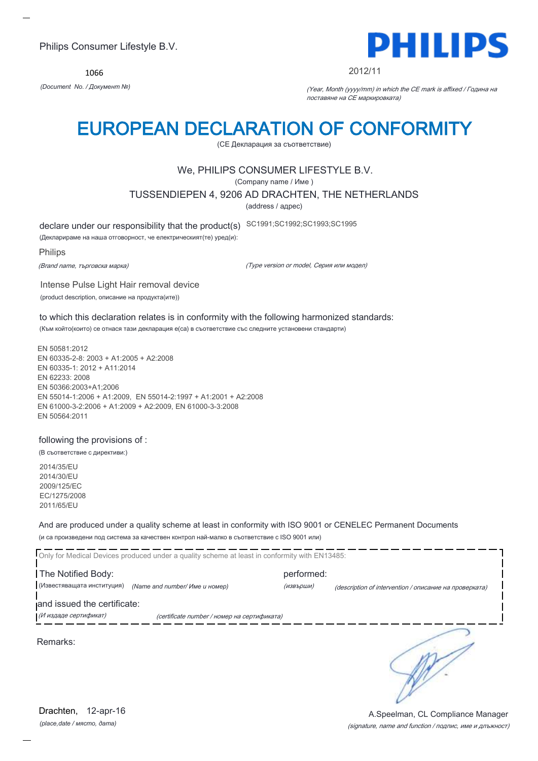Philips Consumer Lifestyle B.V.

PHILIPS

1066

*(Document No. / Документ №)*

2012/11

*(Year, Month (yyyy/mm) in which the CE mark is affixed / Година на поставяне на CE маркировката)*

# EUROPEAN DECLARATION OF CONFORMITY

(CE Декларация за съответствие)

We, PHILIPS CONSUMER LIFESTYLE B.V.

(Company name / Име )

TUSSENDIEPEN 4, 9206 AD DRACHTEN, THE NETHERLANDS

(address / адрес)

declare under our responsibility that the product(s) SC1991;SC1992;SC1993;SC1995

(Декларираме на наша отговорност, че електрическият(те) уред(и):

Philips

*(Brand name, търговска марка)*

*(Type version or model, Серия или модел)*

Intense Pulse Light Hair removal device

(product description, описание на продукта(ите))

to which this declaration relates is in conformity with the following harmonized standards:

(Към който(които) се отнася тази декларация е(са) в съответствие със следните установени стандарти)

EN 50581:2012
EN 60335-2-8: 2003 + A1:2005 + A2:2008
EN 60335-1: 2012 + A11:2014
EN 62233: 2008
EN 50366:2003+A1;2006
EN 55014-1:2006 + A1:2009, EN 55014-2:1997 + A1:2001 + A2:2008
EN 61000-3-2:2006 + A1:2009 + A2:2009, EN 61000-3-3:2008
EN 50564:2011

following the provisions of :

(В съответствие с директиви:)

2014/35/EU
2014/30/EU
2009/125/EC
EC/1275/2008
2011/65/EU

And are produced under a quality scheme at least in conformity with ISO 9001 or CENELEC Permanent Documents

(и са произведени под система за качествен контрол най-малко в съответствие с ISO 9001 или)

Only for Medical Devices produced under a quality scheme at least in conformity with EN13485:

The Notified Body: performed:

(Известяващата институция) *(Name and number/ Име и номер)* *(извърши)* *(description of intervention / описание на проверката)*

and issued the certificate:

*(И издаде сертификат)* *(certificate number / номер на сертификата)*

Remarks:

Drachten, 12-apr-16

*(place,date / място, дата)*

A.Speelman, CL Compliance Manager

*(signature, name and function / подпис, име и длъжност)*